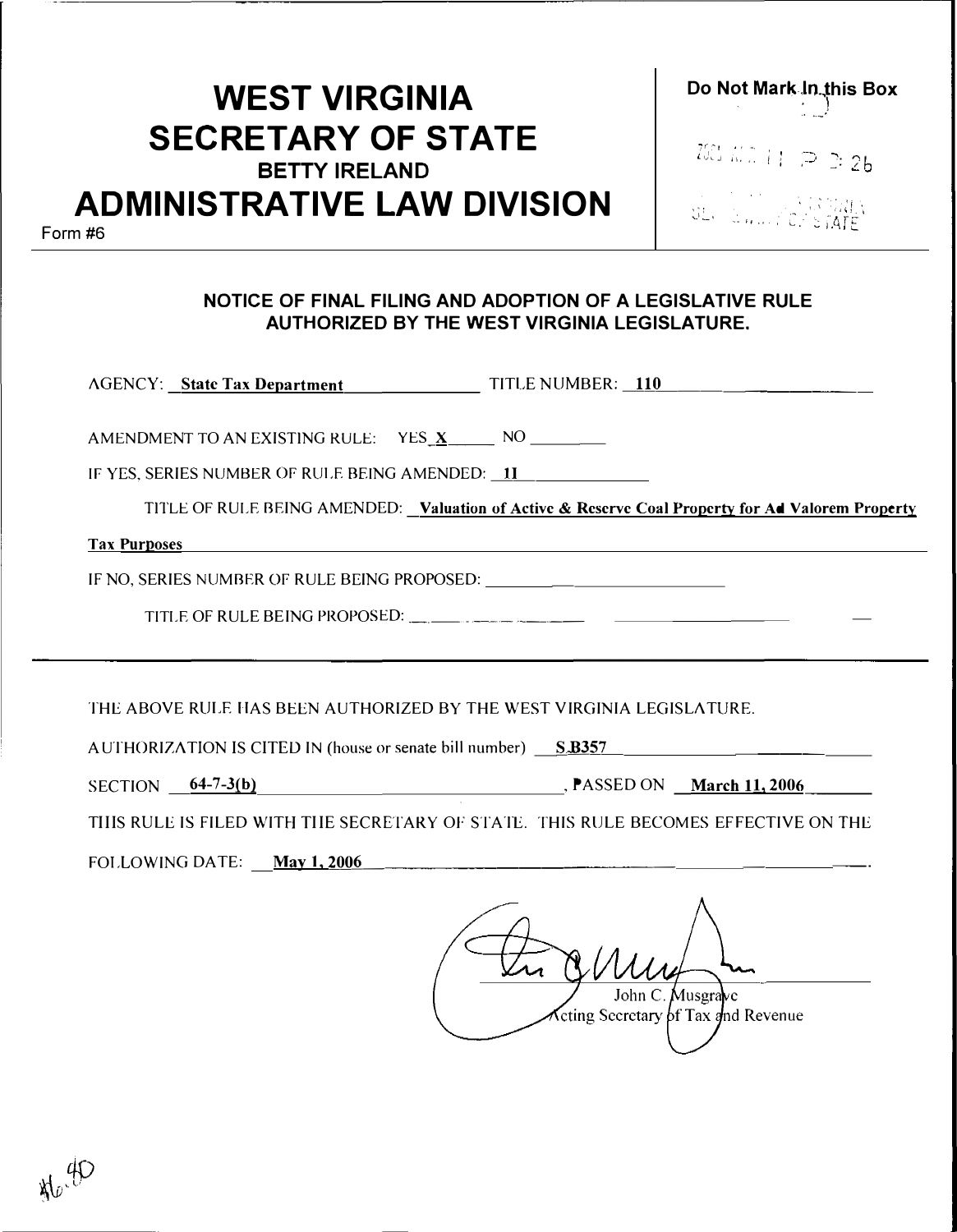# WEST VIRGINIA SECRETARY OF STATE

**BETTY IRELAND**

# ADMINISTRATIVE LAW DIVISION

Form #6

**Do Not Mark In this Box**

2006 MAR 11 P 3:26

SECRETARY OF STATE

**NOTICE OF FINAL FILING AND ADOPTION OF A LEGISLATIVE RULE AUTHORIZED BY THE WEST VIRGINIA LEGISLATURE.**

AGENCY: **State Tax Department** TITLE NUMBER: **110**

AMENDMENT TO AN EXISTING RULE: YES **X** NO ________

IF YES, SERIES NUMBER OF RULE BEING AMENDED: **11**

TITLE OF RULE BEING AMENDED: **Valuation of Active & Reserve Coal Property for Ad Valorem Property Tax Purposes**

IF NO, SERIES NUMBER OF RULE BEING PROPOSED: ________

TITLE OF RULE BEING PROPOSED: ________

---

THE ABOVE RULE HAS BEEN AUTHORIZED BY THE WEST VIRGINIA LEGISLATURE.

AUTHORIZATION IS CITED IN (house or senate bill number) **S.B357**

SECTION **64-7-3(b)**, PASSED ON **March 11, 2006**

THIS RULE IS FILED WITH THE SECRETARY OF STATE. THIS RULE BECOMES EFFECTIVE ON THE FOLLOWING DATE: **May 1, 2006**

John C. Musgrave
Acting Secretary of Tax and Revenue

46.40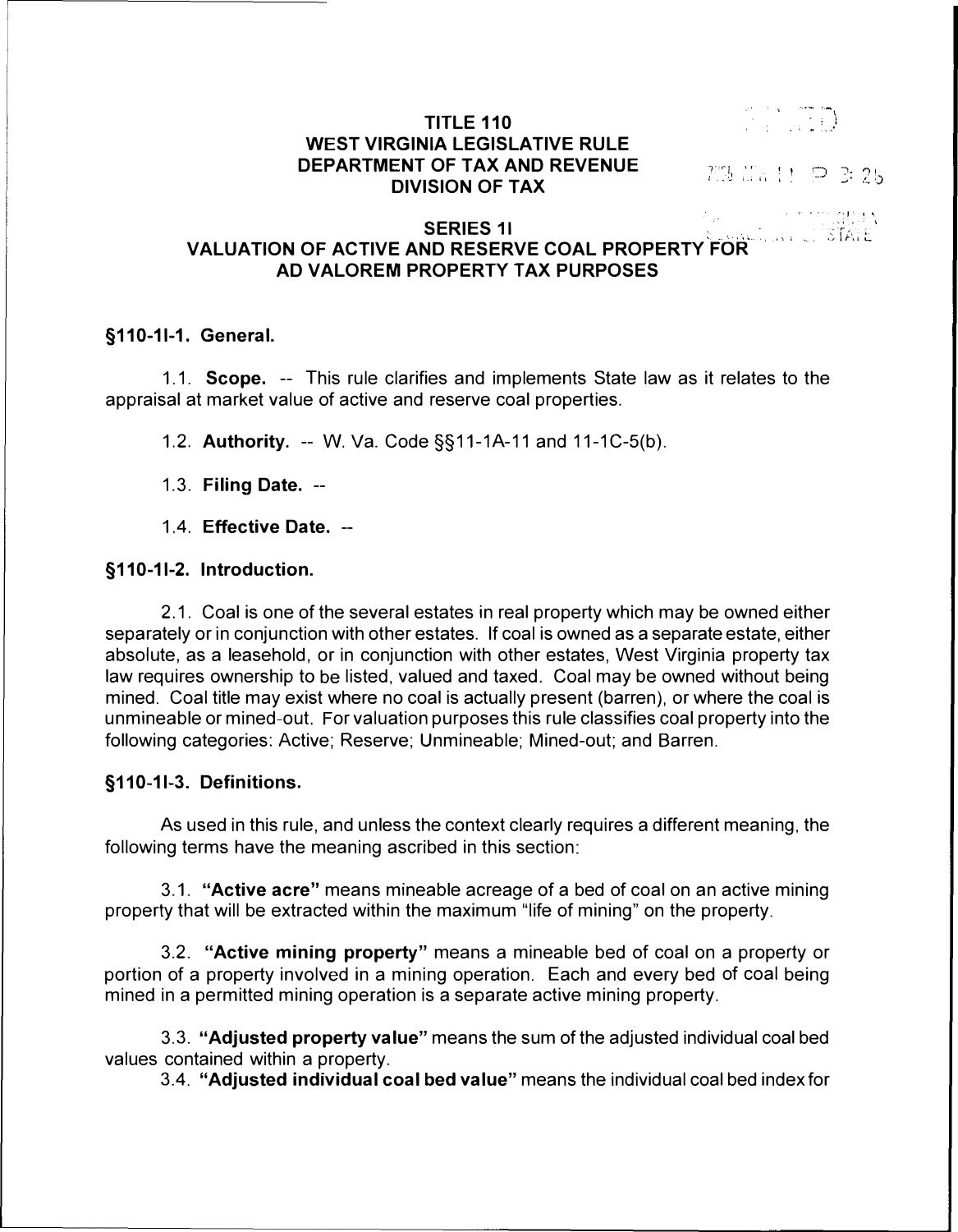# TITLE 110
# WEST VIRGINIA LEGISLATIVE RULE
# DEPARTMENT OF TAX AND REVENUE
# DIVISION OF TAX

## SERIES 1I
## VALUATION OF ACTIVE AND RESERVE COAL PROPERTY FOR AD VALOREM PROPERTY TAX PURPOSES

### §110-1I-1. General.

1.1. **Scope.** -- This rule clarifies and implements State law as it relates to the appraisal at market value of active and reserve coal properties.

1.2. **Authority.** -- W. Va. Code §§11-1A-11 and 11-1C-5(b).

1.3. **Filing Date.** --

1.4. **Effective Date.** --

### §110-1I-2. Introduction.

2.1. Coal is one of the several estates in real property which may be owned either separately or in conjunction with other estates. If coal is owned as a separate estate, either absolute, as a leasehold, or in conjunction with other estates, West Virginia property tax law requires ownership to be listed, valued and taxed. Coal may be owned without being mined. Coal title may exist where no coal is actually present (barren), or where the coal is unmineable or mined-out. For valuation purposes this rule classifies coal property into the following categories: Active; Reserve; Unmineable; Mined-out; and Barren.

### §110-1I-3. Definitions.

As used in this rule, and unless the context clearly requires a different meaning, the following terms have the meaning ascribed in this section:

3.1. **"Active acre"** means mineable acreage of a bed of coal on an active mining property that will be extracted within the maximum "life of mining" on the property.

3.2. **"Active mining property"** means a mineable bed of coal on a property or portion of a property involved in a mining operation. Each and every bed of coal being mined in a permitted mining operation is a separate active mining property.

3.3. **"Adjusted property value"** means the sum of the adjusted individual coal bed values contained within a property.

3.4. **"Adjusted individual coal bed value"** means the individual coal bed index for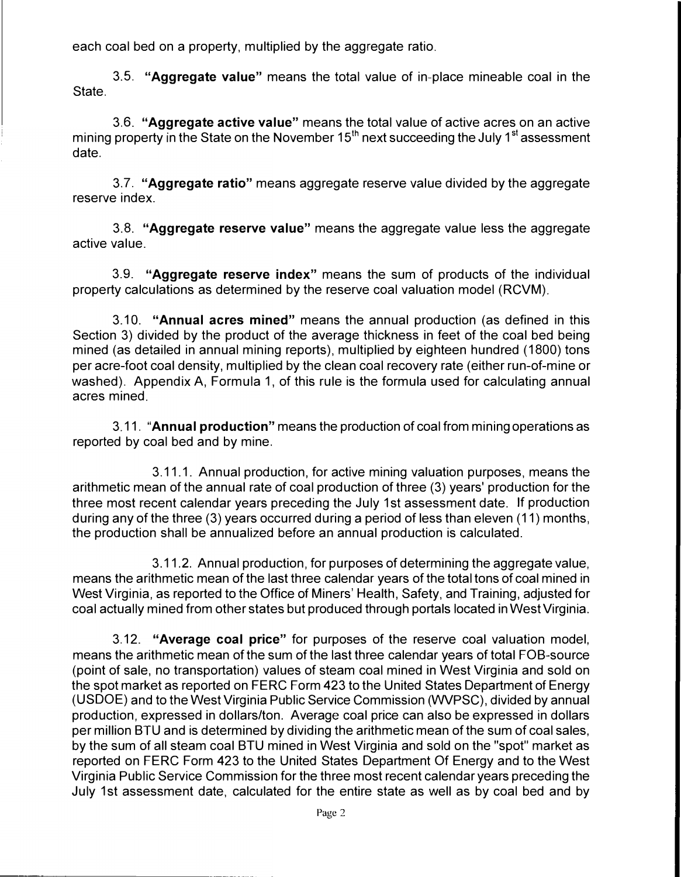each coal bed on a property, multiplied by the aggregate ratio.

3.5. **"Aggregate value"** means the total value of in-place mineable coal in the State.

3.6. **"Aggregate active value"** means the total value of active acres on an active mining property in the State on the November 15th next succeeding the July 1st assessment date.

3.7. **"Aggregate ratio"** means aggregate reserve value divided by the aggregate reserve index.

3.8. **"Aggregate reserve value"** means the aggregate value less the aggregate active value.

3.9. **"Aggregate reserve index"** means the sum of products of the individual property calculations as determined by the reserve coal valuation model (RCVM).

3.10. **"Annual acres mined"** means the annual production (as defined in this Section 3) divided by the product of the average thickness in feet of the coal bed being mined (as detailed in annual mining reports), multiplied by eighteen hundred (1800) tons per acre-foot coal density, multiplied by the clean coal recovery rate (either run-of-mine or washed). Appendix A, Formula 1, of this rule is the formula used for calculating annual acres mined.

3.11. "**Annual production**" means the production of coal from mining operations as reported by coal bed and by mine.

3.11.1. Annual production, for active mining valuation purposes, means the arithmetic mean of the annual rate of coal production of three (3) years' production for the three most recent calendar years preceding the July 1st assessment date. If production during any of the three (3) years occurred during a period of less than eleven (11) months, the production shall be annualized before an annual production is calculated.

3.11.2. Annual production, for purposes of determining the aggregate value, means the arithmetic mean of the last three calendar years of the total tons of coal mined in West Virginia, as reported to the Office of Miners' Health, Safety, and Training, adjusted for coal actually mined from other states but produced through portals located in West Virginia.

3.12. **"Average coal price"** for purposes of the reserve coal valuation model, means the arithmetic mean of the sum of the last three calendar years of total FOB-source (point of sale, no transportation) values of steam coal mined in West Virginia and sold on the spot market as reported on FERC Form 423 to the United States Department of Energy (USDOE) and to the West Virginia Public Service Commission (WVPSC), divided by annual production, expressed in dollars/ton. Average coal price can also be expressed in dollars per million BTU and is determined by dividing the arithmetic mean of the sum of coal sales, by the sum of all steam coal BTU mined in West Virginia and sold on the "spot" market as reported on FERC Form 423 to the United States Department Of Energy and to the West Virginia Public Service Commission for the three most recent calendar years preceding the July 1st assessment date, calculated for the entire state as well as by coal bed and by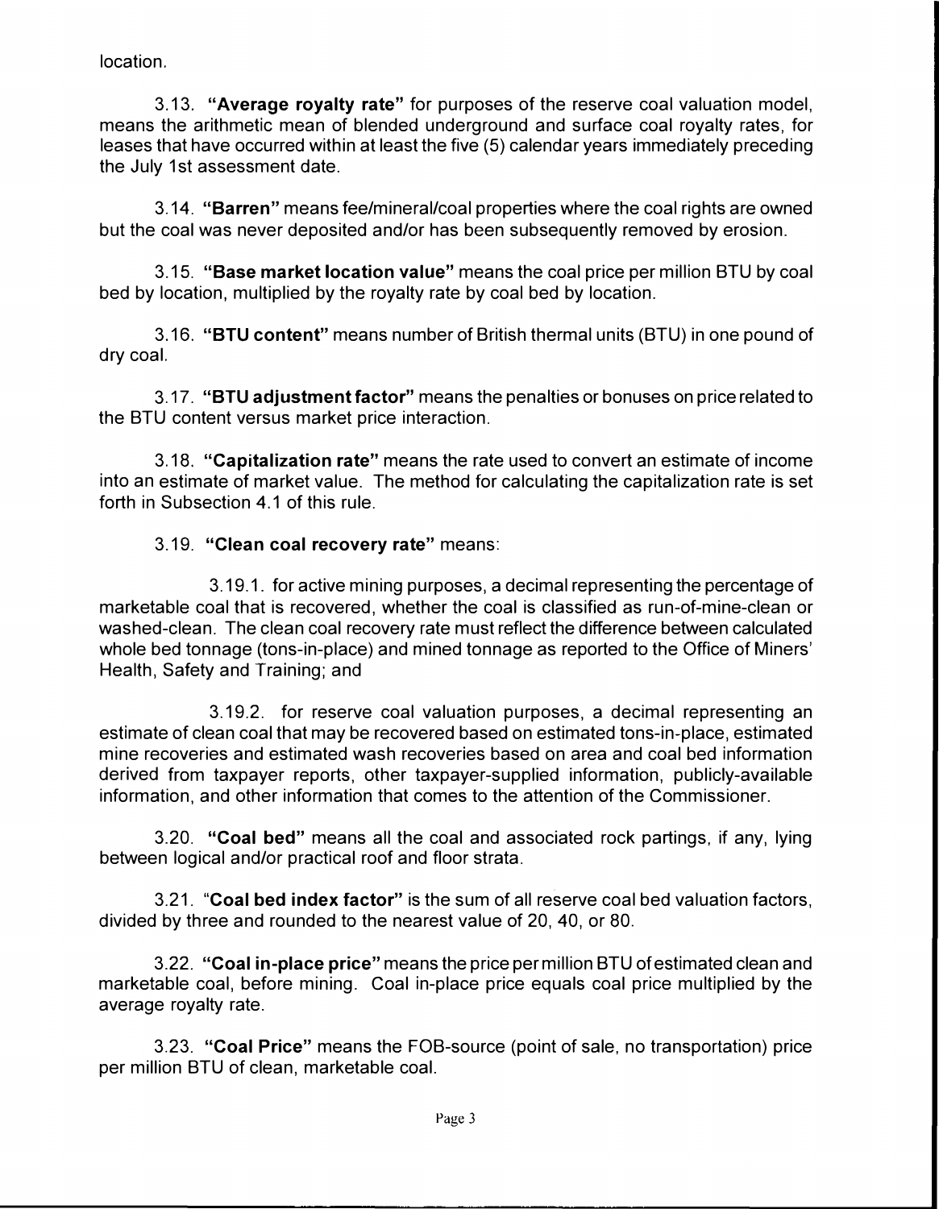location.

3.13. **"Average royalty rate"** for purposes of the reserve coal valuation model, means the arithmetic mean of blended underground and surface coal royalty rates, for leases that have occurred within at least the five (5) calendar years immediately preceding the July 1st assessment date.

3.14. **"Barren"** means fee/mineral/coal properties where the coal rights are owned but the coal was never deposited and/or has been subsequently removed by erosion.

3.15. **"Base market location value"** means the coal price per million BTU by coal bed by location, multiplied by the royalty rate by coal bed by location.

3.16. **"BTU content"** means number of British thermal units (BTU) in one pound of dry coal.

3.17. **"BTU adjustment factor"** means the penalties or bonuses on price related to the BTU content versus market price interaction.

3.18. **"Capitalization rate"** means the rate used to convert an estimate of income into an estimate of market value. The method for calculating the capitalization rate is set forth in Subsection 4.1 of this rule.

3.19. **"Clean coal recovery rate"** means:

3.19.1. for active mining purposes, a decimal representing the percentage of marketable coal that is recovered, whether the coal is classified as run-of-mine-clean or washed-clean. The clean coal recovery rate must reflect the difference between calculated whole bed tonnage (tons-in-place) and mined tonnage as reported to the Office of Miners' Health, Safety and Training; and

3.19.2. for reserve coal valuation purposes, a decimal representing an estimate of clean coal that may be recovered based on estimated tons-in-place, estimated mine recoveries and estimated wash recoveries based on area and coal bed information derived from taxpayer reports, other taxpayer-supplied information, publicly-available information, and other information that comes to the attention of the Commissioner.

3.20. **"Coal bed"** means all the coal and associated rock partings, if any, lying between logical and/or practical roof and floor strata.

3.21. **"Coal bed index factor"** is the sum of all reserve coal bed valuation factors, divided by three and rounded to the nearest value of 20, 40, or 80.

3.22. **"Coal in-place price"** means the price per million BTU of estimated clean and marketable coal, before mining. Coal in-place price equals coal price multiplied by the average royalty rate.

3.23. **"Coal Price"** means the FOB-source (point of sale, no transportation) price per million BTU of clean, marketable coal.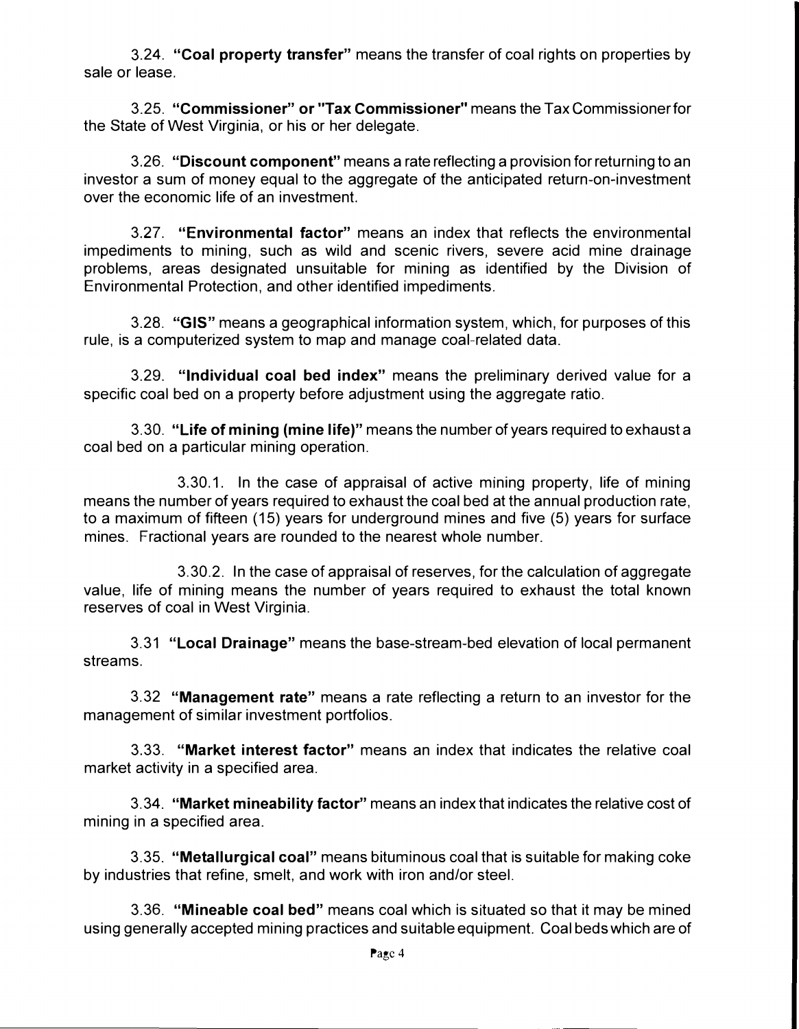3.24. **"Coal property transfer"** means the transfer of coal rights on properties by sale or lease.

3.25. **"Commissioner" or "Tax Commissioner"** means the Tax Commissioner for the State of West Virginia, or his or her delegate.

3.26. **"Discount component"** means a rate reflecting a provision for returning to an investor a sum of money equal to the aggregate of the anticipated return-on-investment over the economic life of an investment.

3.27. **"Environmental factor"** means an index that reflects the environmental impediments to mining, such as wild and scenic rivers, severe acid mine drainage problems, areas designated unsuitable for mining as identified by the Division of Environmental Protection, and other identified impediments.

3.28. **"GIS"** means a geographical information system, which, for purposes of this rule, is a computerized system to map and manage coal-related data.

3.29. **"Individual coal bed index"** means the preliminary derived value for a specific coal bed on a property before adjustment using the aggregate ratio.

3.30. **"Life of mining (mine life)"** means the number of years required to exhaust a coal bed on a particular mining operation.

3.30.1. In the case of appraisal of active mining property, life of mining means the number of years required to exhaust the coal bed at the annual production rate, to a maximum of fifteen (15) years for underground mines and five (5) years for surface mines. Fractional years are rounded to the nearest whole number.

3.30.2. In the case of appraisal of reserves, for the calculation of aggregate value, life of mining means the number of years required to exhaust the total known reserves of coal in West Virginia.

3.31 **"Local Drainage"** means the base-stream-bed elevation of local permanent streams.

3.32 **"Management rate"** means a rate reflecting a return to an investor for the management of similar investment portfolios.

3.33. **"Market interest factor"** means an index that indicates the relative coal market activity in a specified area.

3.34. **"Market mineability factor"** means an index that indicates the relative cost of mining in a specified area.

3.35. **"Metallurgical coal"** means bituminous coal that is suitable for making coke by industries that refine, smelt, and work with iron and/or steel.

3.36. **"Mineable coal bed"** means coal which is situated so that it may be mined using generally accepted mining practices and suitable equipment. Coal beds which are of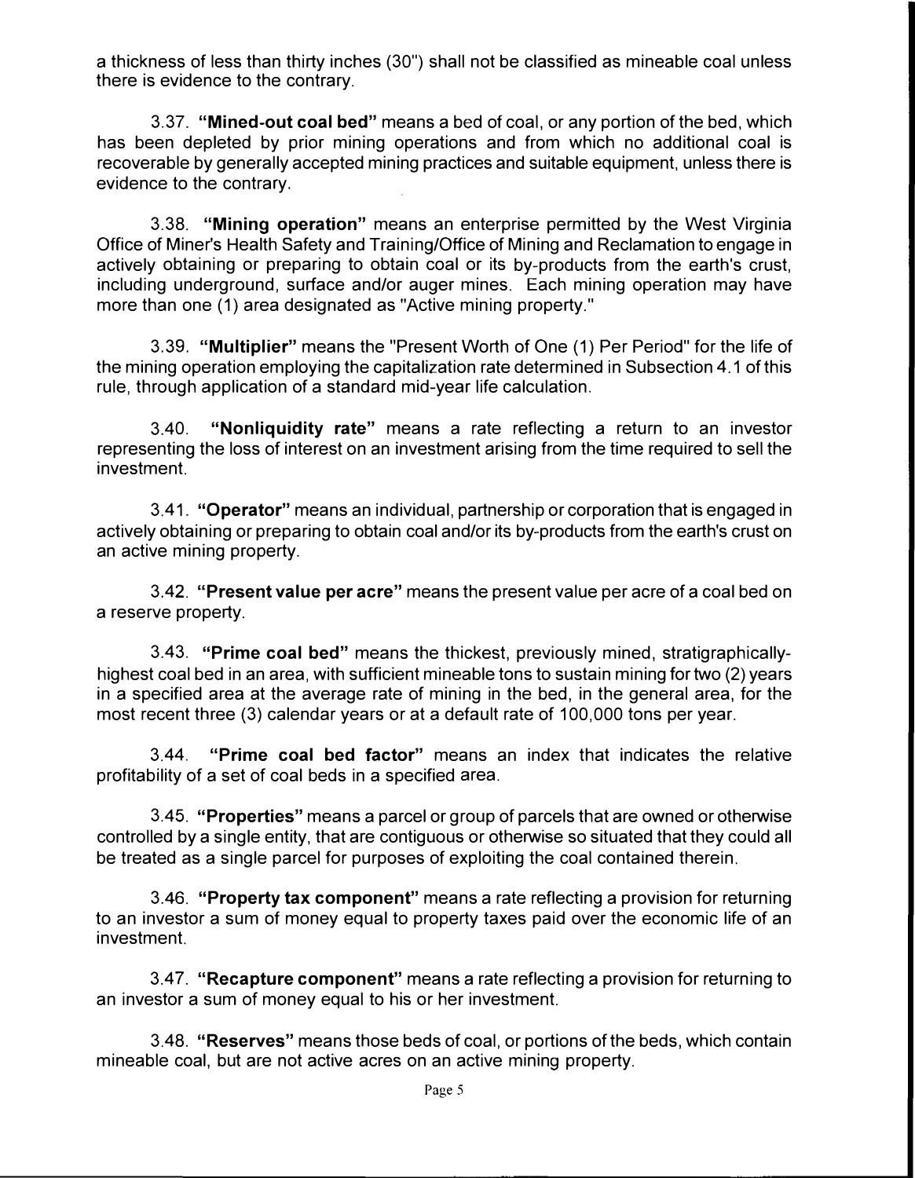a thickness of less than thirty inches (30") shall not be classified as mineable coal unless there is evidence to the contrary.

3.37. **"Mined-out coal bed"** means a bed of coal, or any portion of the bed, which has been depleted by prior mining operations and from which no additional coal is recoverable by generally accepted mining practices and suitable equipment, unless there is evidence to the contrary.

3.38. **"Mining operation"** means an enterprise permitted by the West Virginia Office of Miner's Health Safety and Training/Office of Mining and Reclamation to engage in actively obtaining or preparing to obtain coal or its by-products from the earth's crust, including underground, surface and/or auger mines. Each mining operation may have more than one (1) area designated as "Active mining property."

3.39. **"Multiplier"** means the "Present Worth of One (1) Per Period" for the life of the mining operation employing the capitalization rate determined in Subsection 4.1 of this rule, through application of a standard mid-year life calculation.

3.40. **"Nonliquidity rate"** means a rate reflecting a return to an investor representing the loss of interest on an investment arising from the time required to sell the investment.

3.41. **"Operator"** means an individual, partnership or corporation that is engaged in actively obtaining or preparing to obtain coal and/or its by-products from the earth's crust on an active mining property.

3.42. **"Present value per acre"** means the present value per acre of a coal bed on a reserve property.

3.43. **"Prime coal bed"** means the thickest, previously mined, stratigraphically-highest coal bed in an area, with sufficient mineable tons to sustain mining for two (2) years in a specified area at the average rate of mining in the bed, in the general area, for the most recent three (3) calendar years or at a default rate of 100,000 tons per year.

3.44. **"Prime coal bed factor"** means an index that indicates the relative profitability of a set of coal beds in a specified area.

3.45. **"Properties"** means a parcel or group of parcels that are owned or otherwise controlled by a single entity, that are contiguous or otherwise so situated that they could all be treated as a single parcel for purposes of exploiting the coal contained therein.

3.46. **"Property tax component"** means a rate reflecting a provision for returning to an investor a sum of money equal to property taxes paid over the economic life of an investment.

3.47. **"Recapture component"** means a rate reflecting a provision for returning to an investor a sum of money equal to his or her investment.

3.48. **"Reserves"** means those beds of coal, or portions of the beds, which contain mineable coal, but are not active acres on an active mining property.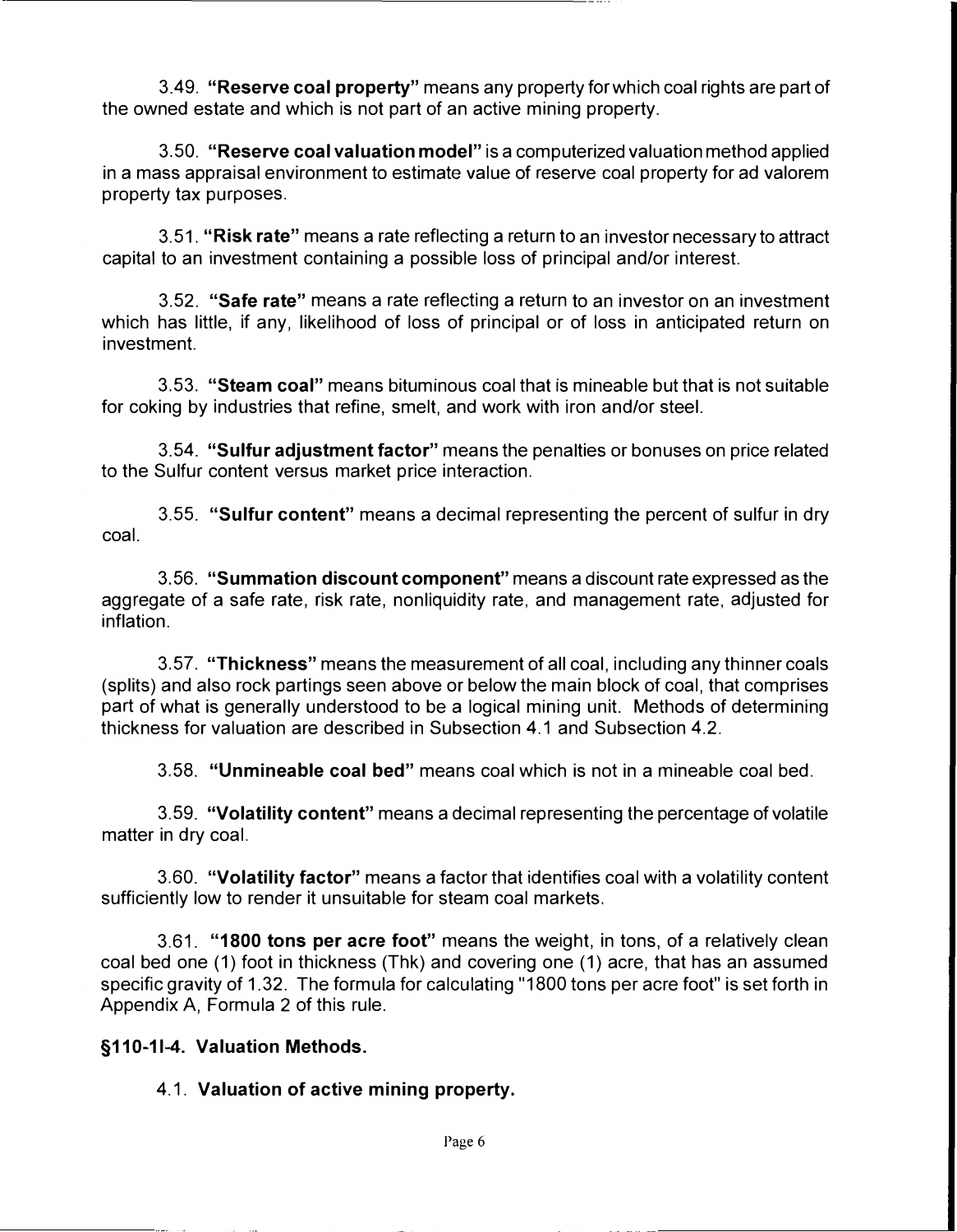3.49. **"Reserve coal property"** means any property for which coal rights are part of the owned estate and which is not part of an active mining property.

3.50. **"Reserve coal valuation model"** is a computerized valuation method applied in a mass appraisal environment to estimate value of reserve coal property for ad valorem property tax purposes.

3.51. **"Risk rate"** means a rate reflecting a return to an investor necessary to attract capital to an investment containing a possible loss of principal and/or interest.

3.52. **"Safe rate"** means a rate reflecting a return to an investor on an investment which has little, if any, likelihood of loss of principal or of loss in anticipated return on investment.

3.53. **"Steam coal"** means bituminous coal that is mineable but that is not suitable for coking by industries that refine, smelt, and work with iron and/or steel.

3.54. **"Sulfur adjustment factor"** means the penalties or bonuses on price related to the Sulfur content versus market price interaction.

3.55. **"Sulfur content"** means a decimal representing the percent of sulfur in dry coal.

3.56. **"Summation discount component"** means a discount rate expressed as the aggregate of a safe rate, risk rate, nonliquidity rate, and management rate, adjusted for inflation.

3.57. **"Thickness"** means the measurement of all coal, including any thinner coals (splits) and also rock partings seen above or below the main block of coal, that comprises part of what is generally understood to be a logical mining unit. Methods of determining thickness for valuation are described in Subsection 4.1 and Subsection 4.2.

3.58. **"Unmineable coal bed"** means coal which is not in a mineable coal bed.

3.59. **"Volatility content"** means a decimal representing the percentage of volatile matter in dry coal.

3.60. **"Volatility factor"** means a factor that identifies coal with a volatility content sufficiently low to render it unsuitable for steam coal markets.

3.61. **"1800 tons per acre foot"** means the weight, in tons, of a relatively clean coal bed one (1) foot in thickness (Thk) and covering one (1) acre, that has an assumed specific gravity of 1.32. The formula for calculating "1800 tons per acre foot" is set forth in Appendix A, Formula 2 of this rule.

## §110-1I-4. Valuation Methods.

### 4.1. Valuation of active mining property.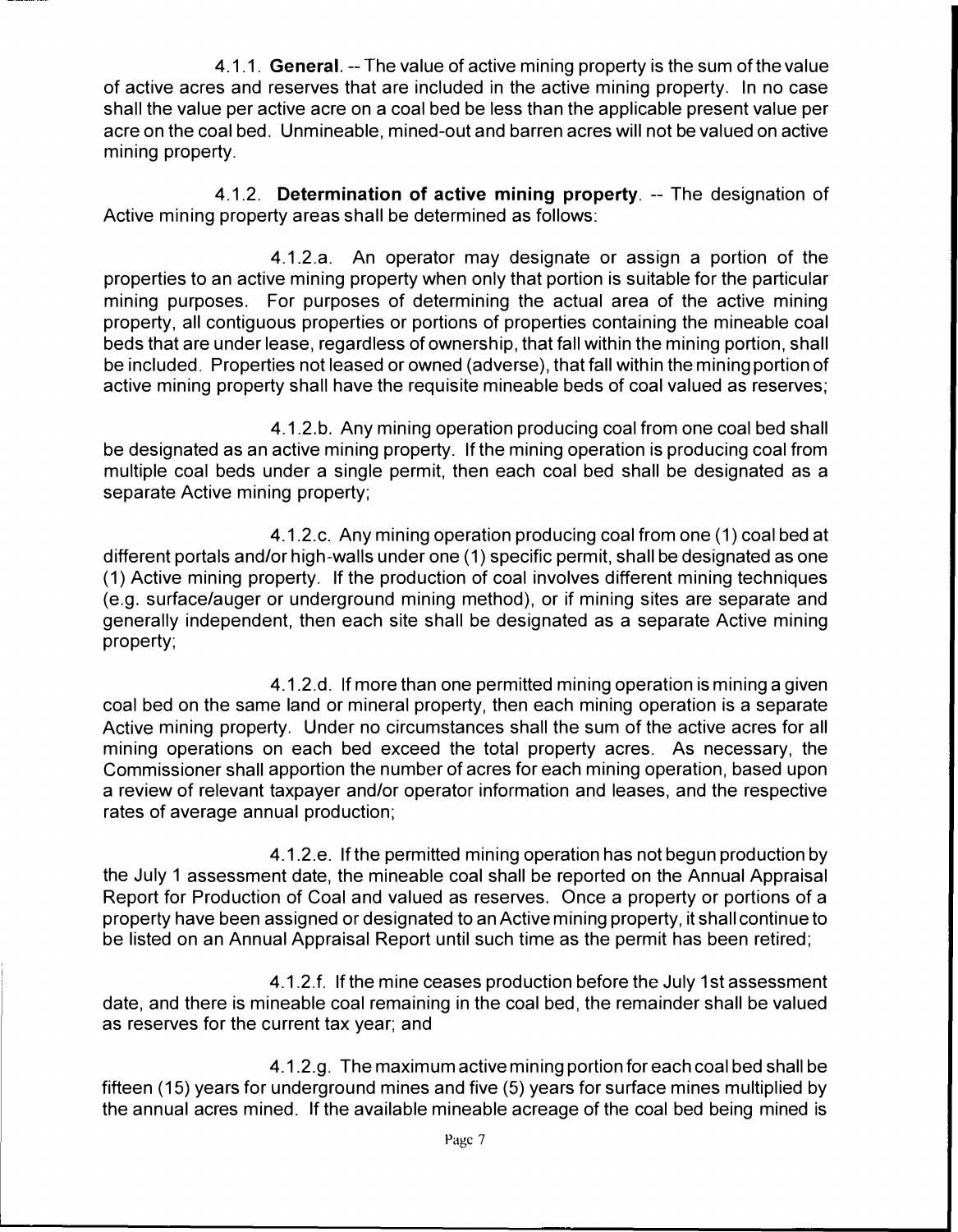4.1.1. **General**. -- The value of active mining property is the sum of the value of active acres and reserves that are included in the active mining property. In no case shall the value per active acre on a coal bed be less than the applicable present value per acre on the coal bed. Unmineable, mined-out and barren acres will not be valued on active mining property.

4.1.2. **Determination of active mining property**. -- The designation of Active mining property areas shall be determined as follows:

4.1.2.a. An operator may designate or assign a portion of the properties to an active mining property when only that portion is suitable for the particular mining purposes. For purposes of determining the actual area of the active mining property, all contiguous properties or portions of properties containing the mineable coal beds that are under lease, regardless of ownership, that fall within the mining portion, shall be included. Properties not leased or owned (adverse), that fall within the mining portion of active mining property shall have the requisite mineable beds of coal valued as reserves;

4.1.2.b. Any mining operation producing coal from one coal bed shall be designated as an active mining property. If the mining operation is producing coal from multiple coal beds under a single permit, then each coal bed shall be designated as a separate Active mining property;

4.1.2.c. Any mining operation producing coal from one (1) coal bed at different portals and/or high-walls under one (1) specific permit, shall be designated as one (1) Active mining property. If the production of coal involves different mining techniques (e.g. surface/auger or underground mining method), or if mining sites are separate and generally independent, then each site shall be designated as a separate Active mining property;

4.1.2.d. If more than one permitted mining operation is mining a given coal bed on the same land or mineral property, then each mining operation is a separate Active mining property. Under no circumstances shall the sum of the active acres for all mining operations on each bed exceed the total property acres. As necessary, the Commissioner shall apportion the number of acres for each mining operation, based upon a review of relevant taxpayer and/or operator information and leases, and the respective rates of average annual production;

4.1.2.e. If the permitted mining operation has not begun production by the July 1 assessment date, the mineable coal shall be reported on the Annual Appraisal Report for Production of Coal and valued as reserves. Once a property or portions of a property have been assigned or designated to an Active mining property, it shall continue to be listed on an Annual Appraisal Report until such time as the permit has been retired;

4.1.2.f. If the mine ceases production before the July 1st assessment date, and there is mineable coal remaining in the coal bed, the remainder shall be valued as reserves for the current tax year; and

4.1.2.g. The maximum active mining portion for each coal bed shall be fifteen (15) years for underground mines and five (5) years for surface mines multiplied by the annual acres mined. If the available mineable acreage of the coal bed being mined is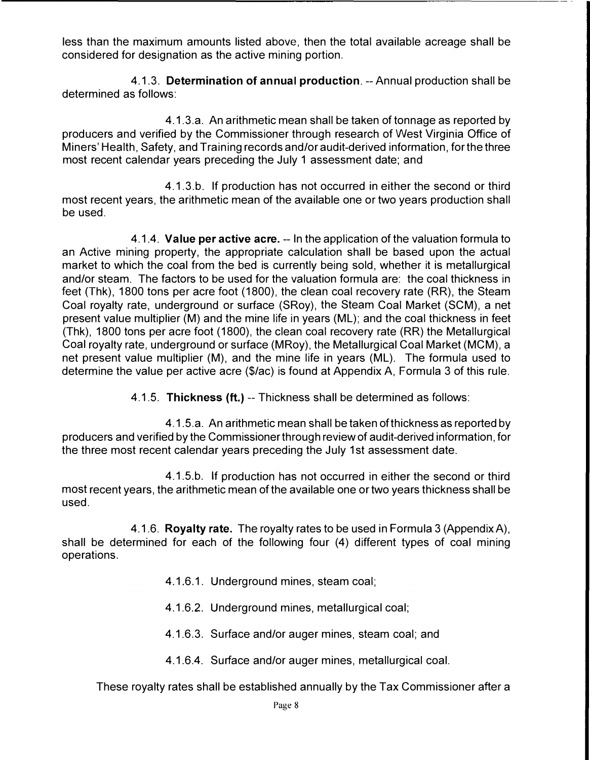less than the maximum amounts listed above, then the total available acreage shall be considered for designation as the active mining portion.

4.1.3. **Determination of annual production**. -- Annual production shall be determined as follows:

4.1.3.a. An arithmetic mean shall be taken of tonnage as reported by producers and verified by the Commissioner through research of West Virginia Office of Miners' Health, Safety, and Training records and/or audit-derived information, for the three most recent calendar years preceding the July 1 assessment date; and

4.1.3.b. If production has not occurred in either the second or third most recent years, the arithmetic mean of the available one or two years production shall be used.

4.1.4. **Value per active acre.** -- In the application of the valuation formula to an Active mining property, the appropriate calculation shall be based upon the actual market to which the coal from the bed is currently being sold, whether it is metallurgical and/or steam. The factors to be used for the valuation formula are: the coal thickness in feet (Thk), 1800 tons per acre foot (1800), the clean coal recovery rate (RR), the Steam Coal royalty rate, underground or surface (SRoy), the Steam Coal Market (SCM), a net present value multiplier (M) and the mine life in years (ML); and the coal thickness in feet (Thk), 1800 tons per acre foot (1800), the clean coal recovery rate (RR) the Metallurgical Coal royalty rate, underground or surface (MRoy), the Metallurgical Coal Market (MCM), a net present value multiplier (M), and the mine life in years (ML). The formula used to determine the value per active acre ($/ac) is found at Appendix A, Formula 3 of this rule.

4.1.5. **Thickness (ft.)** -- Thickness shall be determined as follows:

4.1.5.a. An arithmetic mean shall be taken of thickness as reported by producers and verified by the Commissioner through review of audit-derived information, for the three most recent calendar years preceding the July 1st assessment date.

4.1.5.b. If production has not occurred in either the second or third most recent years, the arithmetic mean of the available one or two years thickness shall be used.

4.1.6. **Royalty rate.** The royalty rates to be used in Formula 3 (Appendix A), shall be determined for each of the following four (4) different types of coal mining operations.

4.1.6.1. Underground mines, steam coal;

4.1.6.2. Underground mines, metallurgical coal;

4.1.6.3. Surface and/or auger mines, steam coal; and

4.1.6.4. Surface and/or auger mines, metallurgical coal.

These royalty rates shall be established annually by the Tax Commissioner after a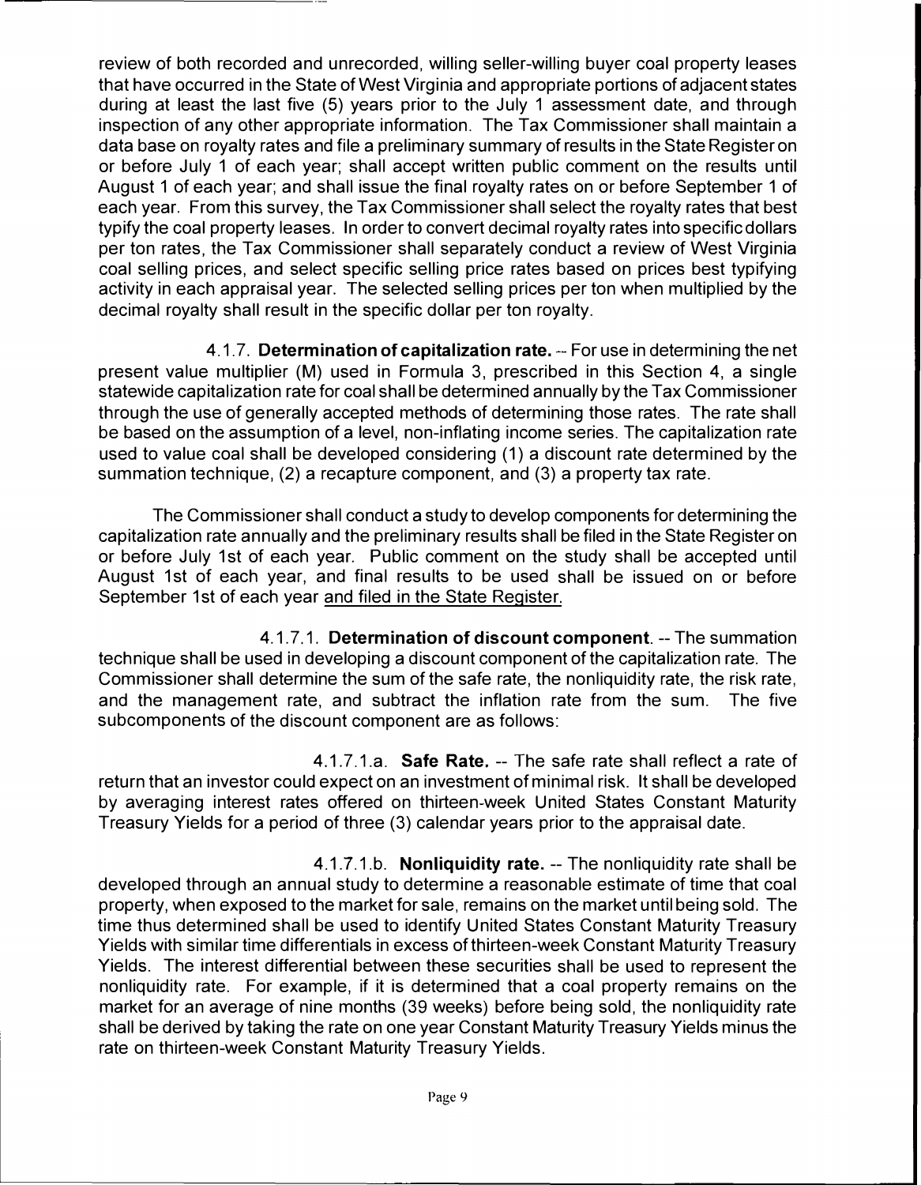review of both recorded and unrecorded, willing seller-willing buyer coal property leases that have occurred in the State of West Virginia and appropriate portions of adjacent states during at least the last five (5) years prior to the July 1 assessment date, and through inspection of any other appropriate information. The Tax Commissioner shall maintain a data base on royalty rates and file a preliminary summary of results in the State Register on or before July 1 of each year; shall accept written public comment on the results until August 1 of each year; and shall issue the final royalty rates on or before September 1 of each year. From this survey, the Tax Commissioner shall select the royalty rates that best typify the coal property leases. In order to convert decimal royalty rates into specific dollars per ton rates, the Tax Commissioner shall separately conduct a review of West Virginia coal selling prices, and select specific selling price rates based on prices best typifying activity in each appraisal year. The selected selling prices per ton when multiplied by the decimal royalty shall result in the specific dollar per ton royalty.

4.1.7. **Determination of capitalization rate.** -- For use in determining the net present value multiplier (M) used in Formula 3, prescribed in this Section 4, a single statewide capitalization rate for coal shall be determined annually by the Tax Commissioner through the use of generally accepted methods of determining those rates. The rate shall be based on the assumption of a level, non-inflating income series. The capitalization rate used to value coal shall be developed considering (1) a discount rate determined by the summation technique, (2) a recapture component, and (3) a property tax rate.

The Commissioner shall conduct a study to develop components for determining the capitalization rate annually and the preliminary results shall be filed in the State Register on or before July 1st of each year. Public comment on the study shall be accepted until August 1st of each year, and final results to be used shall be issued on or before September 1st of each year <u>and filed in the State Register.</u>

4.1.7.1. **Determination of discount component**. -- The summation technique shall be used in developing a discount component of the capitalization rate. The Commissioner shall determine the sum of the safe rate, the nonliquidity rate, the risk rate, and the management rate, and subtract the inflation rate from the sum. The five subcomponents of the discount component are as follows:

4.1.7.1.a. **Safe Rate.** -- The safe rate shall reflect a rate of return that an investor could expect on an investment of minimal risk. It shall be developed by averaging interest rates offered on thirteen-week United States Constant Maturity Treasury Yields for a period of three (3) calendar years prior to the appraisal date.

4.1.7.1.b. **Nonliquidity rate.** -- The nonliquidity rate shall be developed through an annual study to determine a reasonable estimate of time that coal property, when exposed to the market for sale, remains on the market until being sold. The time thus determined shall be used to identify United States Constant Maturity Treasury Yields with similar time differentials in excess of thirteen-week Constant Maturity Treasury Yields. The interest differential between these securities shall be used to represent the nonliquidity rate. For example, if it is determined that a coal property remains on the market for an average of nine months (39 weeks) before being sold, the nonliquidity rate shall be derived by taking the rate on one year Constant Maturity Treasury Yields minus the rate on thirteen-week Constant Maturity Treasury Yields.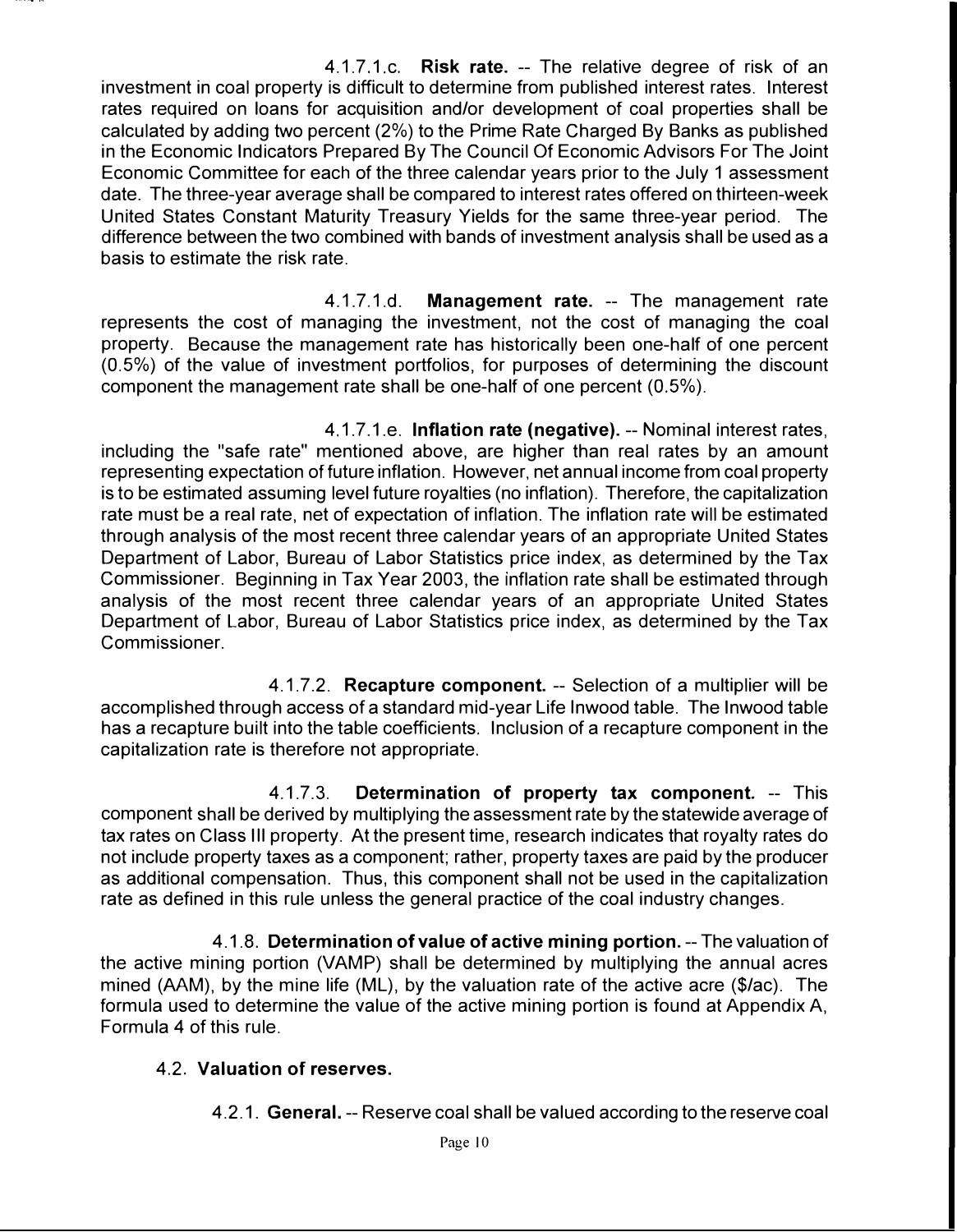4.1.7.1.c. **Risk rate.** -- The relative degree of risk of an investment in coal property is difficult to determine from published interest rates. Interest rates required on loans for acquisition and/or development of coal properties shall be calculated by adding two percent (2%) to the Prime Rate Charged By Banks as published in the Economic Indicators Prepared By The Council Of Economic Advisors For The Joint Economic Committee for each of the three calendar years prior to the July 1 assessment date. The three-year average shall be compared to interest rates offered on thirteen-week United States Constant Maturity Treasury Yields for the same three-year period. The difference between the two combined with bands of investment analysis shall be used as a basis to estimate the risk rate.

4.1.7.1.d. **Management rate.** -- The management rate represents the cost of managing the investment, not the cost of managing the coal property. Because the management rate has historically been one-half of one percent (0.5%) of the value of investment portfolios, for purposes of determining the discount component the management rate shall be one-half of one percent (0.5%).

4.1.7.1.e. **Inflation rate (negative).** -- Nominal interest rates, including the "safe rate" mentioned above, are higher than real rates by an amount representing expectation of future inflation. However, net annual income from coal property is to be estimated assuming level future royalties (no inflation). Therefore, the capitalization rate must be a real rate, net of expectation of inflation. The inflation rate will be estimated through analysis of the most recent three calendar years of an appropriate United States Department of Labor, Bureau of Labor Statistics price index, as determined by the Tax Commissioner. Beginning in Tax Year 2003, the inflation rate shall be estimated through analysis of the most recent three calendar years of an appropriate United States Department of Labor, Bureau of Labor Statistics price index, as determined by the Tax Commissioner.

4.1.7.2. **Recapture component.** -- Selection of a multiplier will be accomplished through access of a standard mid-year Life Inwood table. The Inwood table has a recapture built into the table coefficients. Inclusion of a recapture component in the capitalization rate is therefore not appropriate.

4.1.7.3. **Determination of property tax component.** -- This component shall be derived by multiplying the assessment rate by the statewide average of tax rates on Class III property. At the present time, research indicates that royalty rates do not include property taxes as a component; rather, property taxes are paid by the producer as additional compensation. Thus, this component shall not be used in the capitalization rate as defined in this rule unless the general practice of the coal industry changes.

4.1.8. **Determination of value of active mining portion.** -- The valuation of the active mining portion (VAMP) shall be determined by multiplying the annual acres mined (AAM), by the mine life (ML), by the valuation rate of the active acre ($/ac). The formula used to determine the value of the active mining portion is found at Appendix A, Formula 4 of this rule.

4.2. **Valuation of reserves.**

4.2.1. **General.** -- Reserve coal shall be valued according to the reserve coal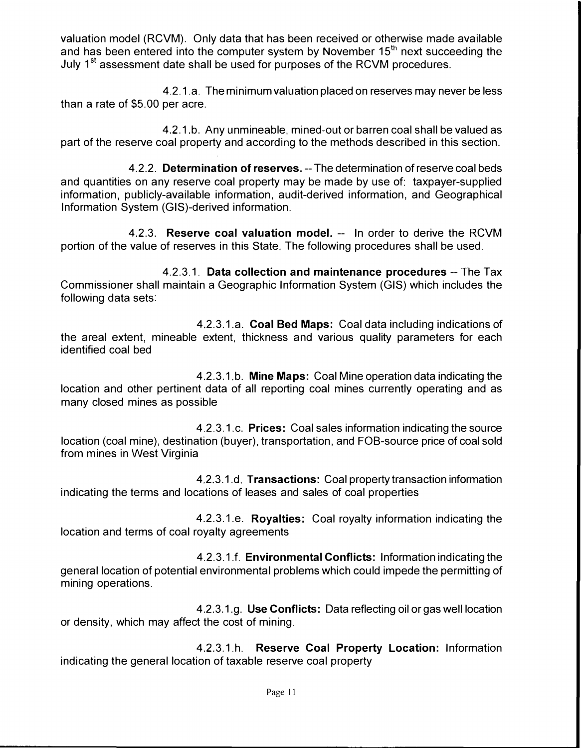valuation model (RCVM). Only data that has been received or otherwise made available and has been entered into the computer system by November 15th next succeeding the July 1st assessment date shall be used for purposes of the RCVM procedures.

4.2.1.a. The minimum valuation placed on reserves may never be less than a rate of $5.00 per acre.

4.2.1.b. Any unmineable, mined-out or barren coal shall be valued as part of the reserve coal property and according to the methods described in this section.

4.2.2. **Determination of reserves.** -- The determination of reserve coal beds and quantities on any reserve coal property may be made by use of: taxpayer-supplied information, publicly-available information, audit-derived information, and Geographical Information System (GIS)-derived information.

4.2.3. **Reserve coal valuation model.** -- In order to derive the RCVM portion of the value of reserves in this State. The following procedures shall be used.

4.2.3.1. **Data collection and maintenance procedures** -- The Tax Commissioner shall maintain a Geographic Information System (GIS) which includes the following data sets:

4.2.3.1.a. **Coal Bed Maps:** Coal data including indications of the areal extent, mineable extent, thickness and various quality parameters for each identified coal bed

4.2.3.1.b. **Mine Maps:** Coal Mine operation data indicating the location and other pertinent data of all reporting coal mines currently operating and as many closed mines as possible

4.2.3.1.c. **Prices:** Coal sales information indicating the source location (coal mine), destination (buyer), transportation, and FOB-source price of coal sold from mines in West Virginia

4.2.3.1.d. **Transactions:** Coal property transaction information indicating the terms and locations of leases and sales of coal properties

4.2.3.1.e. **Royalties:** Coal royalty information indicating the location and terms of coal royalty agreements

4.2.3.1.f. **Environmental Conflicts:** Information indicating the general location of potential environmental problems which could impede the permitting of mining operations.

4.2.3.1.g. **Use Conflicts:** Data reflecting oil or gas well location or density, which may affect the cost of mining.

4.2.3.1.h. **Reserve Coal Property Location:** Information indicating the general location of taxable reserve coal property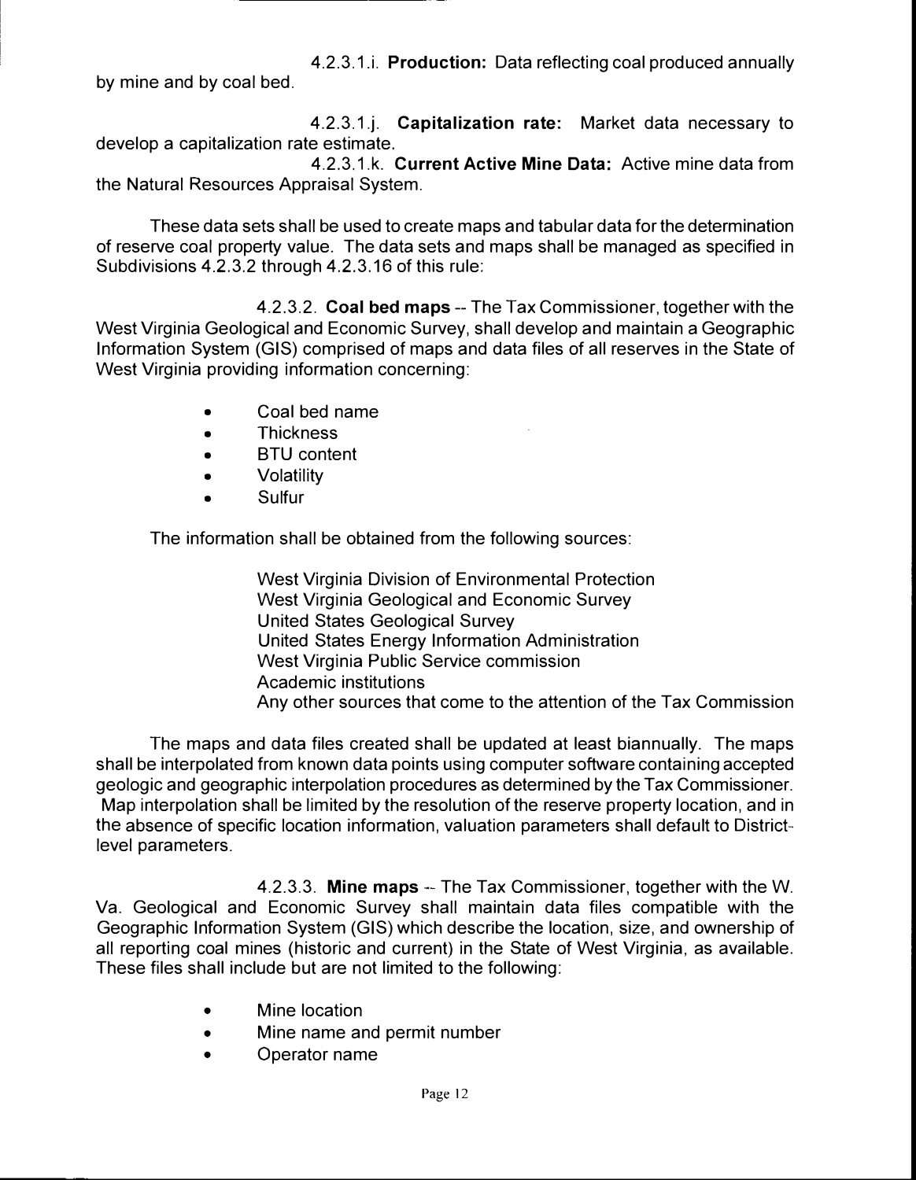4.2.3.1.i. **Production:** Data reflecting coal produced annually by mine and by coal bed.

4.2.3.1.j. **Capitalization rate:** Market data necessary to develop a capitalization rate estimate.

4.2.3.1.k. **Current Active Mine Data:** Active mine data from the Natural Resources Appraisal System.

These data sets shall be used to create maps and tabular data for the determination of reserve coal property value. The data sets and maps shall be managed as specified in Subdivisions 4.2.3.2 through 4.2.3.16 of this rule:

4.2.3.2. **Coal bed maps** -- The Tax Commissioner, together with the West Virginia Geological and Economic Survey, shall develop and maintain a Geographic Information System (GIS) comprised of maps and data files of all reserves in the State of West Virginia providing information concerning:

- Coal bed name
- Thickness
- BTU content
- Volatility
- Sulfur

The information shall be obtained from the following sources:

West Virginia Division of Environmental Protection
West Virginia Geological and Economic Survey
United States Geological Survey
United States Energy Information Administration
West Virginia Public Service commission
Academic institutions
Any other sources that come to the attention of the Tax Commission

The maps and data files created shall be updated at least biannually. The maps shall be interpolated from known data points using computer software containing accepted geologic and geographic interpolation procedures as determined by the Tax Commissioner. Map interpolation shall be limited by the resolution of the reserve property location, and in the absence of specific location information, valuation parameters shall default to District-level parameters.

4.2.3.3. **Mine maps** -- The Tax Commissioner, together with the W. Va. Geological and Economic Survey shall maintain data files compatible with the Geographic Information System (GIS) which describe the location, size, and ownership of all reporting coal mines (historic and current) in the State of West Virginia, as available. These files shall include but are not limited to the following:

- Mine location
- Mine name and permit number
- Operator name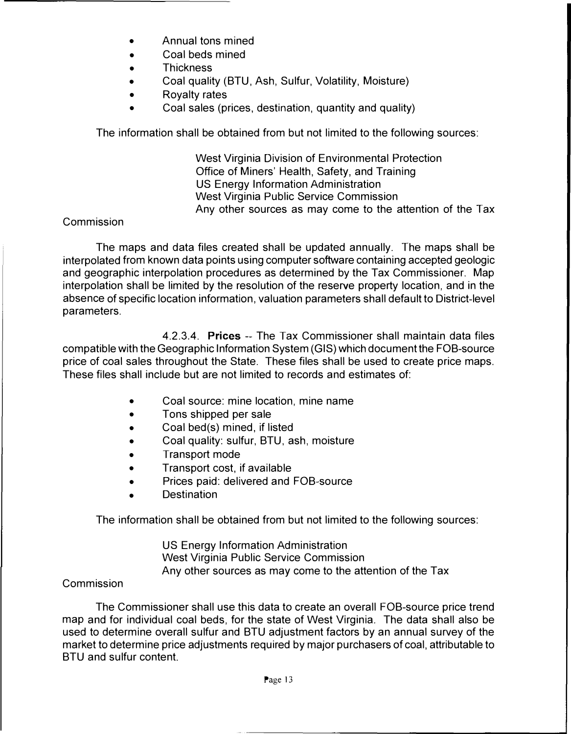- Annual tons mined
- Coal beds mined
- Thickness
- Coal quality (BTU, Ash, Sulfur, Volatility, Moisture)
- Royalty rates
- Coal sales (prices, destination, quantity and quality)

The information shall be obtained from but not limited to the following sources:

West Virginia Division of Environmental Protection
Office of Miners' Health, Safety, and Training
US Energy Information Administration
West Virginia Public Service Commission
Any other sources as may come to the attention of the Tax Commission

The maps and data files created shall be updated annually. The maps shall be interpolated from known data points using computer software containing accepted geologic and geographic interpolation procedures as determined by the Tax Commissioner. Map interpolation shall be limited by the resolution of the reserve property location, and in the absence of specific location information, valuation parameters shall default to District-level parameters.

4.2.3.4. **Prices** -- The Tax Commissioner shall maintain data files compatible with the Geographic Information System (GIS) which document the FOB-source price of coal sales throughout the State. These files shall be used to create price maps. These files shall include but are not limited to records and estimates of:

- Coal source: mine location, mine name
- Tons shipped per sale
- Coal bed(s) mined, if listed
- Coal quality: sulfur, BTU, ash, moisture
- Transport mode
- Transport cost, if available
- Prices paid: delivered and FOB-source
- Destination

The information shall be obtained from but not limited to the following sources:

US Energy Information Administration
West Virginia Public Service Commission
Any other sources as may come to the attention of the Tax Commission

The Commissioner shall use this data to create an overall FOB-source price trend map and for individual coal beds, for the state of West Virginia. The data shall also be used to determine overall sulfur and BTU adjustment factors by an annual survey of the market to determine price adjustments required by major purchasers of coal, attributable to BTU and sulfur content.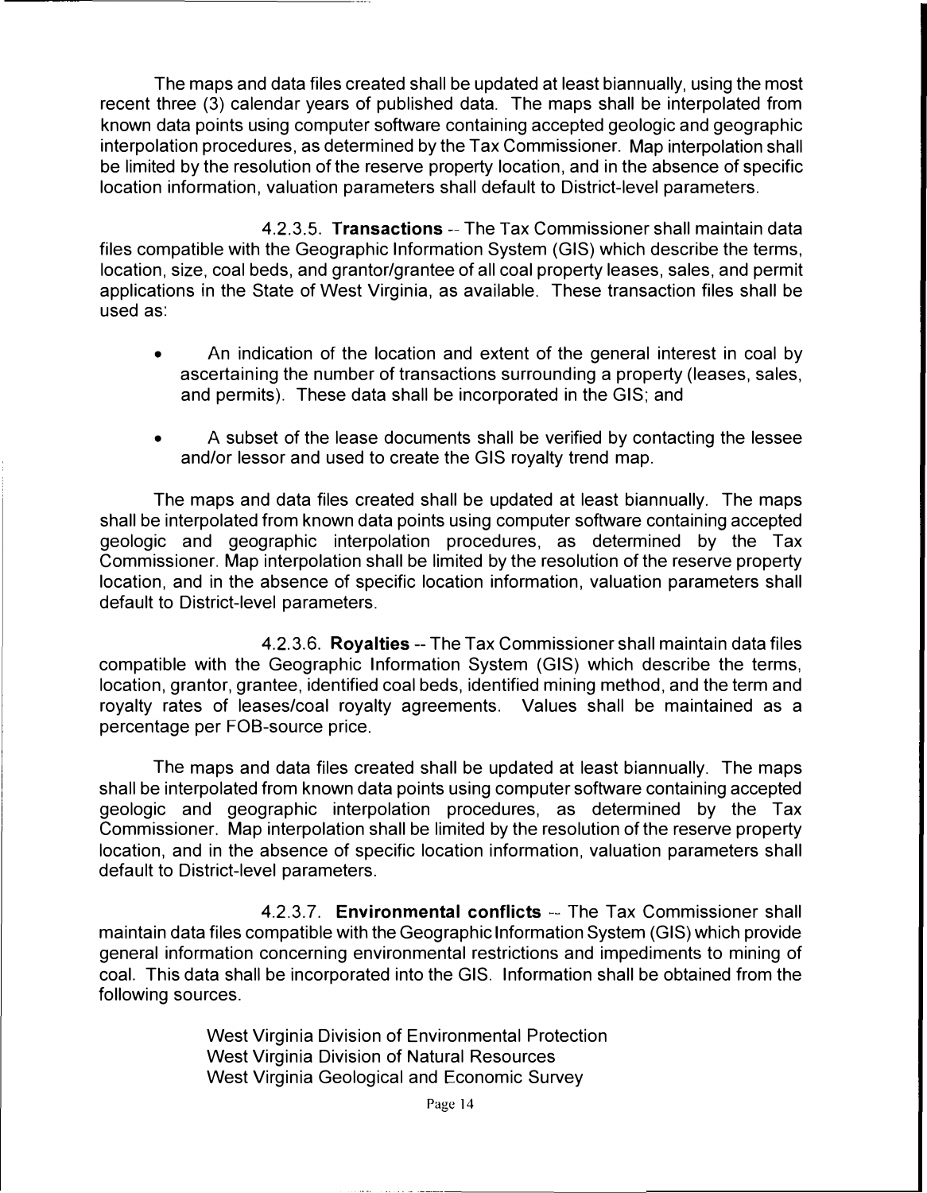The maps and data files created shall be updated at least biannually, using the most recent three (3) calendar years of published data. The maps shall be interpolated from known data points using computer software containing accepted geologic and geographic interpolation procedures, as determined by the Tax Commissioner. Map interpolation shall be limited by the resolution of the reserve property location, and in the absence of specific location information, valuation parameters shall default to District-level parameters.

4.2.3.5. **Transactions** -- The Tax Commissioner shall maintain data files compatible with the Geographic Information System (GIS) which describe the terms, location, size, coal beds, and grantor/grantee of all coal property leases, sales, and permit applications in the State of West Virginia, as available. These transaction files shall be used as:

- An indication of the location and extent of the general interest in coal by ascertaining the number of transactions surrounding a property (leases, sales, and permits). These data shall be incorporated in the GIS; and
- A subset of the lease documents shall be verified by contacting the lessee and/or lessor and used to create the GIS royalty trend map.

The maps and data files created shall be updated at least biannually. The maps shall be interpolated from known data points using computer software containing accepted geologic and geographic interpolation procedures, as determined by the Tax Commissioner. Map interpolation shall be limited by the resolution of the reserve property location, and in the absence of specific location information, valuation parameters shall default to District-level parameters.

4.2.3.6. **Royalties** -- The Tax Commissioner shall maintain data files compatible with the Geographic Information System (GIS) which describe the terms, location, grantor, grantee, identified coal beds, identified mining method, and the term and royalty rates of leases/coal royalty agreements. Values shall be maintained as a percentage per FOB-source price.

The maps and data files created shall be updated at least biannually. The maps shall be interpolated from known data points using computer software containing accepted geologic and geographic interpolation procedures, as determined by the Tax Commissioner. Map interpolation shall be limited by the resolution of the reserve property location, and in the absence of specific location information, valuation parameters shall default to District-level parameters.

4.2.3.7. **Environmental conflicts** -- The Tax Commissioner shall maintain data files compatible with the Geographic Information System (GIS) which provide general information concerning environmental restrictions and impediments to mining of coal. This data shall be incorporated into the GIS. Information shall be obtained from the following sources.

West Virginia Division of Environmental Protection
West Virginia Division of Natural Resources
West Virginia Geological and Economic Survey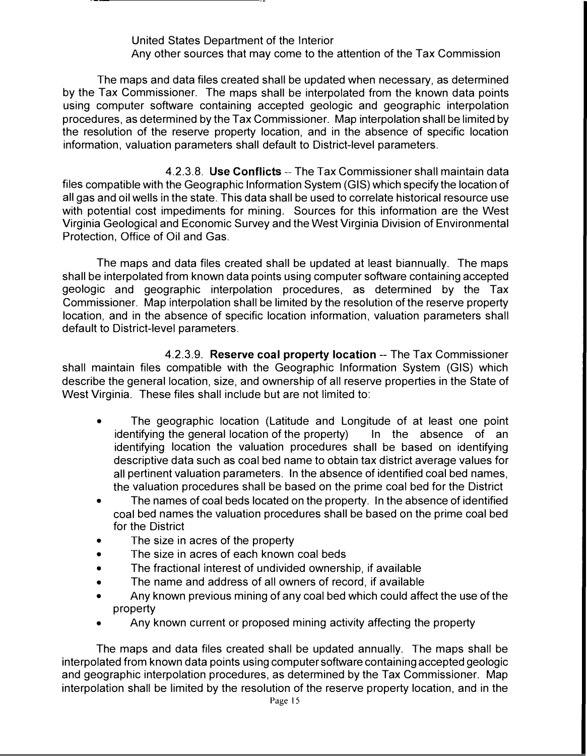United States Department of the Interior
Any other sources that may come to the attention of the Tax Commission

The maps and data files created shall be updated when necessary, as determined by the Tax Commissioner. The maps shall be interpolated from the known data points using computer software containing accepted geologic and geographic interpolation procedures, as determined by the Tax Commissioner. Map interpolation shall be limited by the resolution of the reserve property location, and in the absence of specific location information, valuation parameters shall default to District-level parameters.

4.2.3.8. **Use Conflicts** -- The Tax Commissioner shall maintain data files compatible with the Geographic Information System (GIS) which specify the location of all gas and oil wells in the state. This data shall be used to correlate historical resource use with potential cost impediments for mining. Sources for this information are the West Virginia Geological and Economic Survey and the West Virginia Division of Environmental Protection, Office of Oil and Gas.

The maps and data files created shall be updated at least biannually. The maps shall be interpolated from known data points using computer software containing accepted geologic and geographic interpolation procedures, as determined by the Tax Commissioner. Map interpolation shall be limited by the resolution of the reserve property location, and in the absence of specific location information, valuation parameters shall default to District-level parameters.

4.2.3.9. **Reserve coal property location** -- The Tax Commissioner shall maintain files compatible with the Geographic Information System (GIS) which describe the general location, size, and ownership of all reserve properties in the State of West Virginia. These files shall include but are not limited to:

- The geographic location (Latitude and Longitude of at least one point identifying the general location of the property) In the absence of an identifying location the valuation procedures shall be based on identifying descriptive data such as coal bed name to obtain tax district average values for all pertinent valuation parameters. In the absence of identified coal bed names, the valuation procedures shall be based on the prime coal bed for the District
- The names of coal beds located on the property. In the absence of identified coal bed names the valuation procedures shall be based on the prime coal bed for the District
- The size in acres of the property
- The size in acres of each known coal beds
- The fractional interest of undivided ownership, if available
- The name and address of all owners of record, if available
- Any known previous mining of any coal bed which could affect the use of the property
- Any known current or proposed mining activity affecting the property

The maps and data files created shall be updated annually. The maps shall be interpolated from known data points using computer software containing accepted geologic and geographic interpolation procedures, as determined by the Tax Commissioner. Map interpolation shall be limited by the resolution of the reserve property location, and in the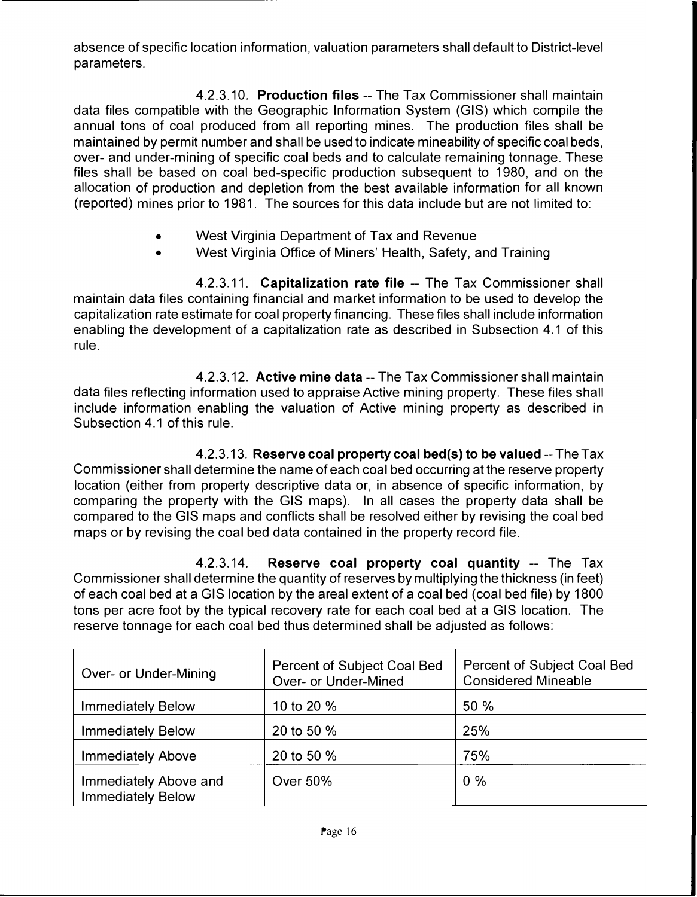absence of specific location information, valuation parameters shall default to District-level parameters.

4.2.3.10. **Production files** -- The Tax Commissioner shall maintain data files compatible with the Geographic Information System (GIS) which compile the annual tons of coal produced from all reporting mines. The production files shall be maintained by permit number and shall be used to indicate mineability of specific coal beds, over- and under-mining of specific coal beds and to calculate remaining tonnage. These files shall be based on coal bed-specific production subsequent to 1980, and on the allocation of production and depletion from the best available information for all known (reported) mines prior to 1981. The sources for this data include but are not limited to:

- West Virginia Department of Tax and Revenue
- West Virginia Office of Miners' Health, Safety, and Training

4.2.3.11. **Capitalization rate file** -- The Tax Commissioner shall maintain data files containing financial and market information to be used to develop the capitalization rate estimate for coal property financing. These files shall include information enabling the development of a capitalization rate as described in Subsection 4.1 of this rule.

4.2.3.12. **Active mine data** -- The Tax Commissioner shall maintain data files reflecting information used to appraise Active mining property. These files shall include information enabling the valuation of Active mining property as described in Subsection 4.1 of this rule.

4.2.3.13. **Reserve coal property coal bed(s) to be valued** -- The Tax Commissioner shall determine the name of each coal bed occurring at the reserve property location (either from property descriptive data or, in absence of specific information, by comparing the property with the GIS maps). In all cases the property data shall be compared to the GIS maps and conflicts shall be resolved either by revising the coal bed maps or by revising the coal bed data contained in the property record file.

4.2.3.14. **Reserve coal property coal quantity** -- The Tax Commissioner shall determine the quantity of reserves by multiplying the thickness (in feet) of each coal bed at a GIS location by the areal extent of a coal bed (coal bed file) by 1800 tons per acre foot by the typical recovery rate for each coal bed at a GIS location. The reserve tonnage for each coal bed thus determined shall be adjusted as follows:

| Over- or Under-Mining | Percent of Subject Coal Bed Over- or Under-Mined | Percent of Subject Coal Bed Considered Mineable |
|---|---|---|
| Immediately Below | 10 to 20 % | 50 % |
| Immediately Below | 20 to 50 % | 25% |
| Immediately Above | 20 to 50 % | 75% |
| Immediately Above and Immediately Below | Over 50% | 0 % |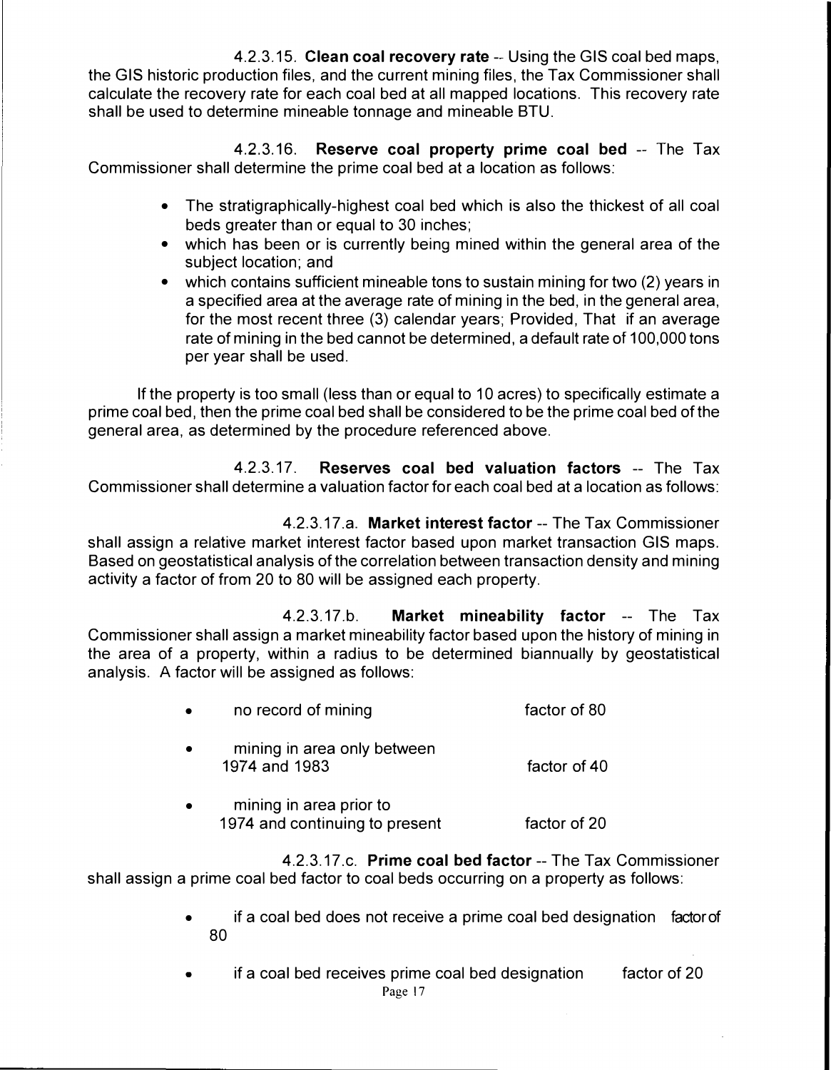4.2.3.15. **Clean coal recovery rate** -- Using the GIS coal bed maps, the GIS historic production files, and the current mining files, the Tax Commissioner shall calculate the recovery rate for each coal bed at all mapped locations. This recovery rate shall be used to determine mineable tonnage and mineable BTU.

4.2.3.16. **Reserve coal property prime coal bed** -- The Tax Commissioner shall determine the prime coal bed at a location as follows:

- The stratigraphically-highest coal bed which is also the thickest of all coal beds greater than or equal to 30 inches;
- which has been or is currently being mined within the general area of the subject location; and
- which contains sufficient mineable tons to sustain mining for two (2) years in a specified area at the average rate of mining in the bed, in the general area, for the most recent three (3) calendar years; Provided, That if an average rate of mining in the bed cannot be determined, a default rate of 100,000 tons per year shall be used.

If the property is too small (less than or equal to 10 acres) to specifically estimate a prime coal bed, then the prime coal bed shall be considered to be the prime coal bed of the general area, as determined by the procedure referenced above.

4.2.3.17. **Reserves coal bed valuation factors** -- The Tax Commissioner shall determine a valuation factor for each coal bed at a location as follows:

4.2.3.17.a. **Market interest factor** -- The Tax Commissioner shall assign a relative market interest factor based upon market transaction GIS maps. Based on geostatistical analysis of the correlation between transaction density and mining activity a factor of from 20 to 80 will be assigned each property.

4.2.3.17.b. **Market mineability factor** -- The Tax Commissioner shall assign a market mineability factor based upon the history of mining in the area of a property, within a radius to be determined biannually by geostatistical analysis. A factor will be assigned as follows:

- no record of mining — factor of 80
- mining in area only between 1974 and 1983 — factor of 40
- mining in area prior to 1974 and continuing to present — factor of 20

4.2.3.17.c. **Prime coal bed factor** -- The Tax Commissioner shall assign a prime coal bed factor to coal beds occurring on a property as follows:

- if a coal bed does not receive a prime coal bed designation — factor of 80
- if a coal bed receives prime coal bed designation — factor of 20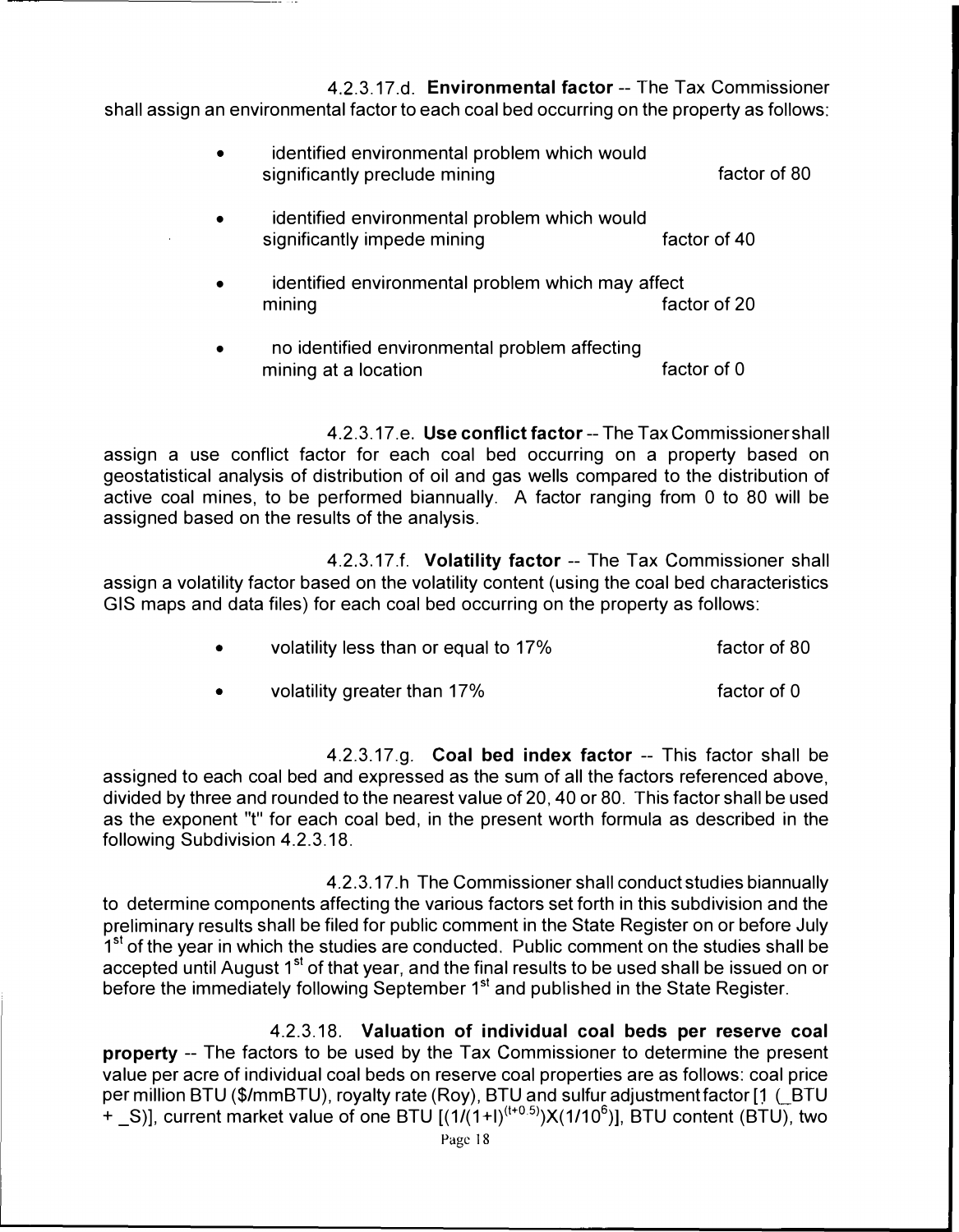4.2.3.17.d. **Environmental factor** -- The Tax Commissioner shall assign an environmental factor to each coal bed occurring on the property as follows:

- identified environmental problem which would significantly preclude mining — factor of 80
- identified environmental problem which would significantly impede mining — factor of 40
- identified environmental problem which may affect mining — factor of 20
- no identified environmental problem affecting mining at a location — factor of 0

4.2.3.17.e. **Use conflict factor** -- The Tax Commissioner shall assign a use conflict factor for each coal bed occurring on a property based on geostatistical analysis of distribution of oil and gas wells compared to the distribution of active coal mines, to be performed biannually. A factor ranging from 0 to 80 will be assigned based on the results of the analysis.

4.2.3.17.f. **Volatility factor** -- The Tax Commissioner shall assign a volatility factor based on the volatility content (using the coal bed characteristics GIS maps and data files) for each coal bed occurring on the property as follows:

- volatility less than or equal to 17% — factor of 80
- volatility greater than 17% — factor of 0

4.2.3.17.g. **Coal bed index factor** -- This factor shall be assigned to each coal bed and expressed as the sum of all the factors referenced above, divided by three and rounded to the nearest value of 20, 40 or 80. This factor shall be used as the exponent "t" for each coal bed, in the present worth formula as described in the following Subdivision 4.2.3.18.

4.2.3.17.h The Commissioner shall conduct studies biannually to determine components affecting the various factors set forth in this subdivision and the preliminary results shall be filed for public comment in the State Register on or before July 1st of the year in which the studies are conducted. Public comment on the studies shall be accepted until August 1st of that year, and the final results to be used shall be issued on or before the immediately following September 1st and published in the State Register.

4.2.3.18. **Valuation of individual coal beds per reserve coal property** -- The factors to be used by the Tax Commissioner to determine the present value per acre of individual coal beds on reserve coal properties are as follows: coal price per million BTU (\$/mmBTU), royalty rate (Roy), BTU and sulfur adjustment factor [1 (_BTU + _S)], current market value of one BTU $[(1/(1+I)^{(t+0.5)}) \times (1/10^6)]$, BTU content (BTU), two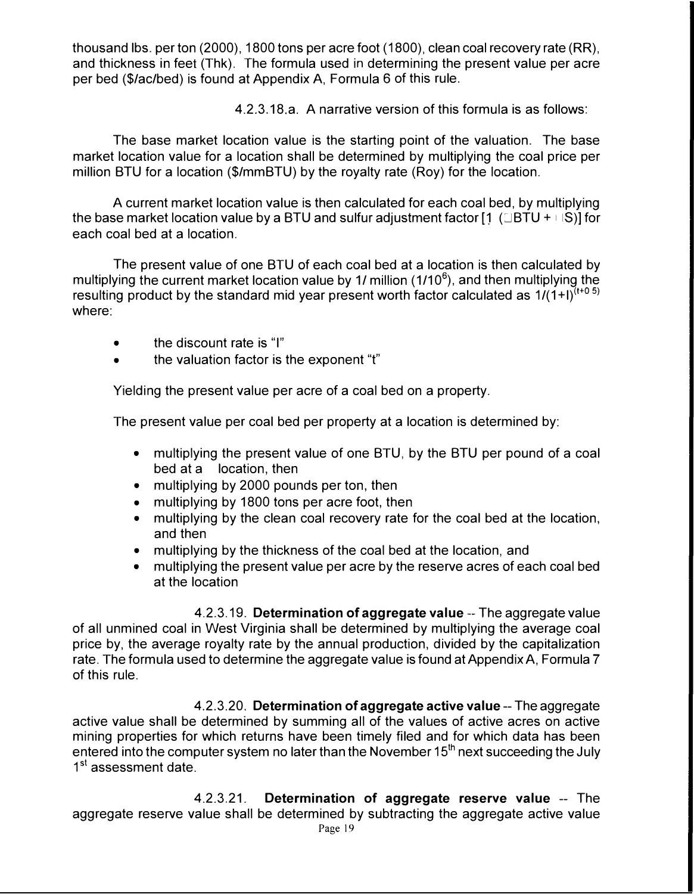thousand lbs. per ton (2000), 1800 tons per acre foot (1800), clean coal recovery rate (RR), and thickness in feet (Thk). The formula used in determining the present value per acre per bed ($/ac/bed) is found at Appendix A, Formula 6 of this rule.

4.2.3.18.a. A narrative version of this formula is as follows:

The base market location value is the starting point of the valuation. The base market location value for a location shall be determined by multiplying the coal price per million BTU for a location ($/mmBTU) by the royalty rate (Roy) for the location.

A current market location value is then calculated for each coal bed, by multiplying the base market location value by a BTU and sulfur adjustment factor [1 (□BTU + □S)] for each coal bed at a location.

The present value of one BTU of each coal bed at a location is then calculated by multiplying the current market location value by 1/ million ($1/10^6$), and then multiplying the resulting product by the standard mid year present worth factor calculated as $1/(1+I)^{(t+0.5)}$ where:

- the discount rate is "I"
- the valuation factor is the exponent "t"

Yielding the present value per acre of a coal bed on a property.

The present value per coal bed per property at a location is determined by:

- multiplying the present value of one BTU, by the BTU per pound of a coal bed at a location, then
- multiplying by 2000 pounds per ton, then
- multiplying by 1800 tons per acre foot, then
- multiplying by the clean coal recovery rate for the coal bed at the location, and then
- multiplying by the thickness of the coal bed at the location, and
- multiplying the present value per acre by the reserve acres of each coal bed at the location

4.2.3.19. **Determination of aggregate value** -- The aggregate value of all unmined coal in West Virginia shall be determined by multiplying the average coal price by, the average royalty rate by the annual production, divided by the capitalization rate. The formula used to determine the aggregate value is found at Appendix A, Formula 7 of this rule.

4.2.3.20. **Determination of aggregate active value** -- The aggregate active value shall be determined by summing all of the values of active acres on active mining properties for which returns have been timely filed and for which data has been entered into the computer system no later than the November 15th next succeeding the July 1st assessment date.

4.2.3.21. **Determination of aggregate reserve value** -- The aggregate reserve value shall be determined by subtracting the aggregate active value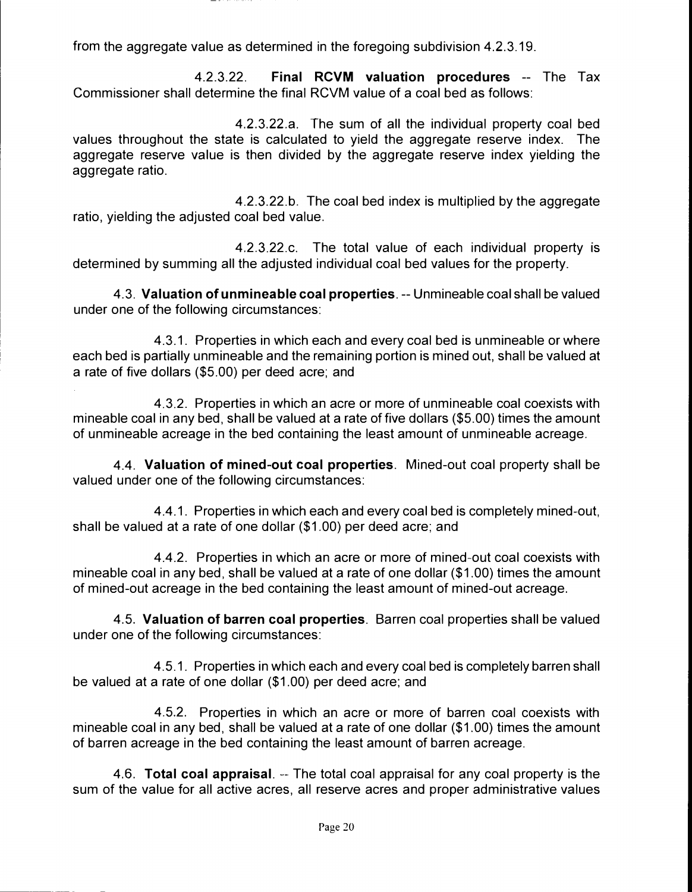from the aggregate value as determined in the foregoing subdivision 4.2.3.19.

4.2.3.22. **Final RCVM valuation procedures** -- The Tax Commissioner shall determine the final RCVM value of a coal bed as follows:

4.2.3.22.a. The sum of all the individual property coal bed values throughout the state is calculated to yield the aggregate reserve index. The aggregate reserve value is then divided by the aggregate reserve index yielding the aggregate ratio.

4.2.3.22.b. The coal bed index is multiplied by the aggregate ratio, yielding the adjusted coal bed value.

4.2.3.22.c. The total value of each individual property is determined by summing all the adjusted individual coal bed values for the property.

4.3. **Valuation of unmineable coal properties**. -- Unmineable coal shall be valued under one of the following circumstances:

4.3.1. Properties in which each and every coal bed is unmineable or where each bed is partially unmineable and the remaining portion is mined out, shall be valued at a rate of five dollars ($5.00) per deed acre; and

4.3.2. Properties in which an acre or more of unmineable coal coexists with mineable coal in any bed, shall be valued at a rate of five dollars ($5.00) times the amount of unmineable acreage in the bed containing the least amount of unmineable acreage.

4.4. **Valuation of mined-out coal properties**. Mined-out coal property shall be valued under one of the following circumstances:

4.4.1. Properties in which each and every coal bed is completely mined-out, shall be valued at a rate of one dollar ($1.00) per deed acre; and

4.4.2. Properties in which an acre or more of mined-out coal coexists with mineable coal in any bed, shall be valued at a rate of one dollar ($1.00) times the amount of mined-out acreage in the bed containing the least amount of mined-out acreage.

4.5. **Valuation of barren coal properties**. Barren coal properties shall be valued under one of the following circumstances:

4.5.1. Properties in which each and every coal bed is completely barren shall be valued at a rate of one dollar ($1.00) per deed acre; and

4.5.2. Properties in which an acre or more of barren coal coexists with mineable coal in any bed, shall be valued at a rate of one dollar ($1.00) times the amount of barren acreage in the bed containing the least amount of barren acreage.

4.6. **Total coal appraisal**. -- The total coal appraisal for any coal property is the sum of the value for all active acres, all reserve acres and proper administrative values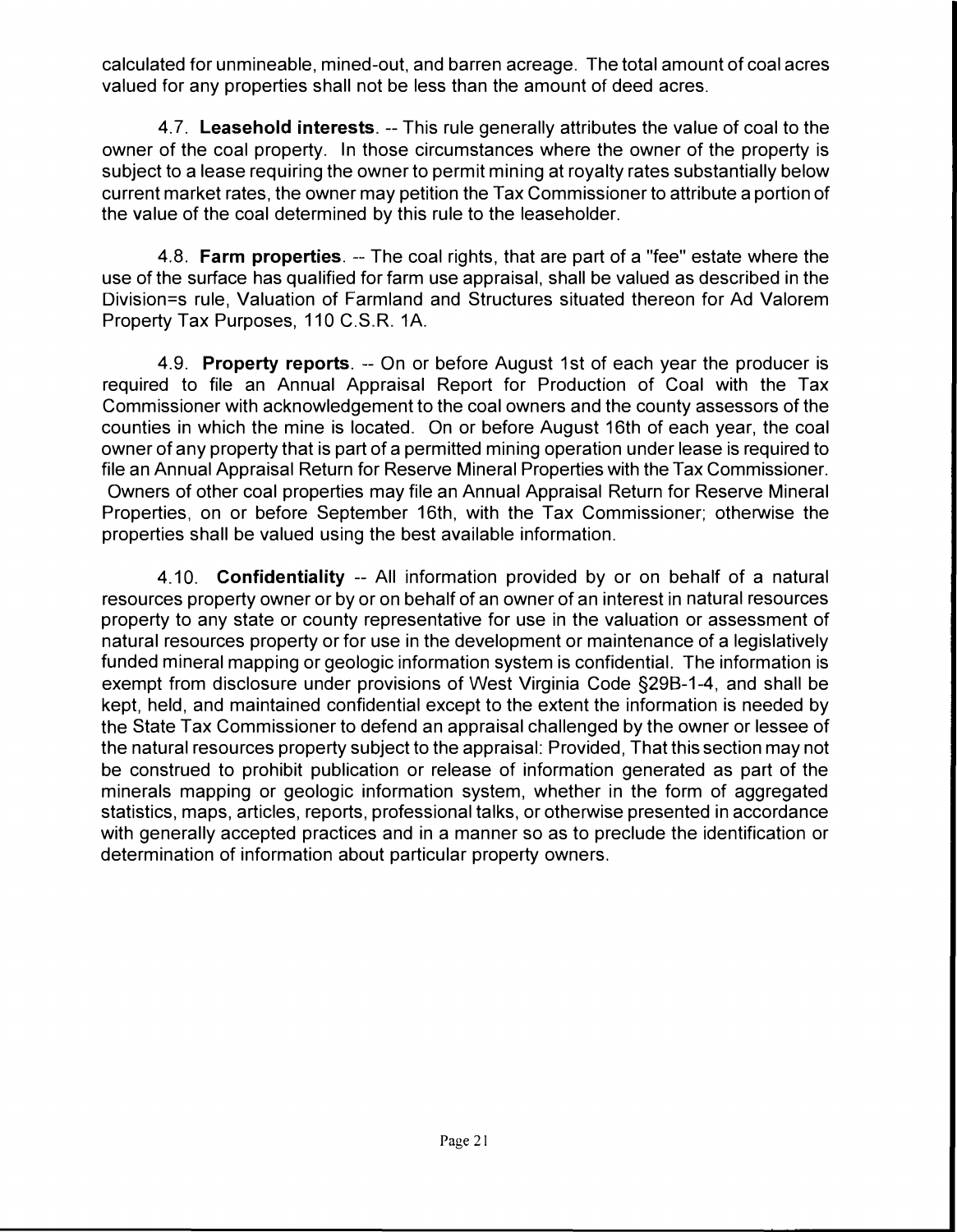calculated for unmineable, mined-out, and barren acreage. The total amount of coal acres valued for any properties shall not be less than the amount of deed acres.

4.7. **Leasehold interests**. -- This rule generally attributes the value of coal to the owner of the coal property. In those circumstances where the owner of the property is subject to a lease requiring the owner to permit mining at royalty rates substantially below current market rates, the owner may petition the Tax Commissioner to attribute a portion of the value of the coal determined by this rule to the leaseholder.

4.8. **Farm properties**. -- The coal rights, that are part of a "fee" estate where the use of the surface has qualified for farm use appraisal, shall be valued as described in the Division=s rule, Valuation of Farmland and Structures situated thereon for Ad Valorem Property Tax Purposes, 110 C.S.R. 1A.

4.9. **Property reports**. -- On or before August 1st of each year the producer is required to file an Annual Appraisal Report for Production of Coal with the Tax Commissioner with acknowledgement to the coal owners and the county assessors of the counties in which the mine is located. On or before August 16th of each year, the coal owner of any property that is part of a permitted mining operation under lease is required to file an Annual Appraisal Return for Reserve Mineral Properties with the Tax Commissioner. Owners of other coal properties may file an Annual Appraisal Return for Reserve Mineral Properties, on or before September 16th, with the Tax Commissioner; otherwise the properties shall be valued using the best available information.

4.10. **Confidentiality** -- All information provided by or on behalf of a natural resources property owner or by or on behalf of an owner of an interest in natural resources property to any state or county representative for use in the valuation or assessment of natural resources property or for use in the development or maintenance of a legislatively funded mineral mapping or geologic information system is confidential. The information is exempt from disclosure under provisions of West Virginia Code §29B-1-4, and shall be kept, held, and maintained confidential except to the extent the information is needed by the State Tax Commissioner to defend an appraisal challenged by the owner or lessee of the natural resources property subject to the appraisal: Provided, That this section may not be construed to prohibit publication or release of information generated as part of the minerals mapping or geologic information system, whether in the form of aggregated statistics, maps, articles, reports, professional talks, or otherwise presented in accordance with generally accepted practices and in a manner so as to preclude the identification or determination of information about particular property owners.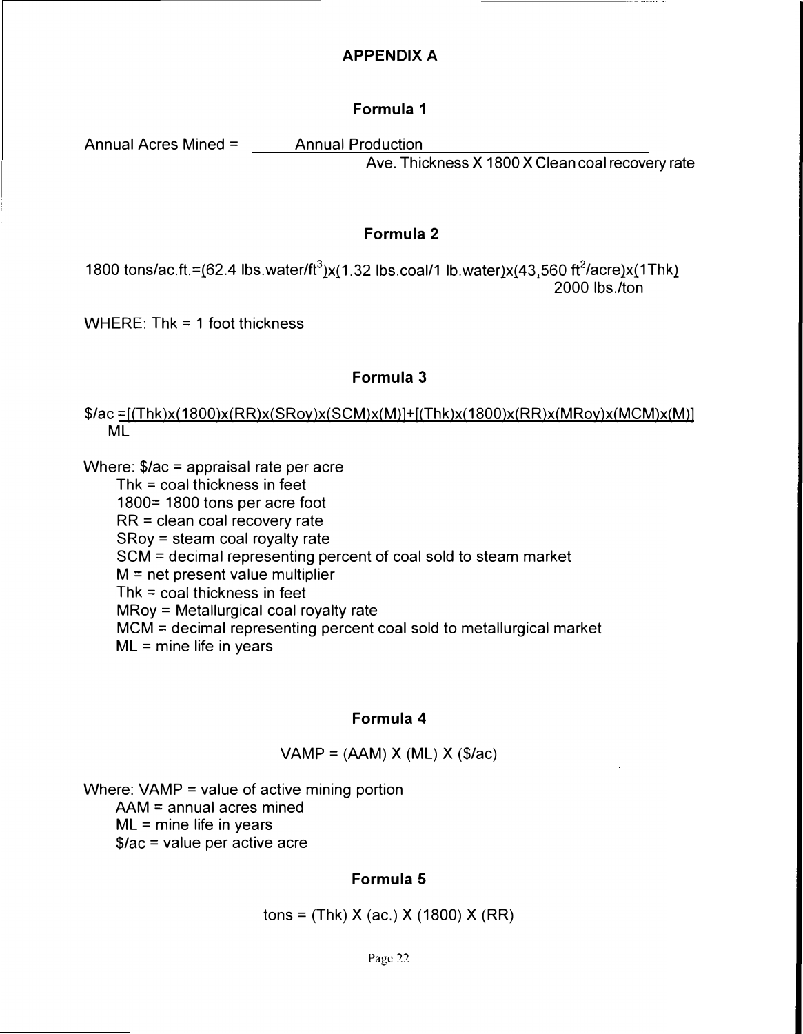# APPENDIX A

## Formula 1

$$\text{Annual Acres Mined} = \frac{\text{Annual Production}}{\text{Ave. Thickness X 1800 X Clean coal recovery rate}}$$

## Formula 2

$$1800 \text{ tons/ac.ft.} = \frac{(62.4 \text{ lbs.water/ft}^3)\text{x}(1.32 \text{ lbs.coal/1 lb.water})\text{x}(43{,}560 \text{ ft}^2\text{/acre})\text{x}(1\text{Thk})}{2000 \text{ lbs./ton}}$$

WHERE: Thk = 1 foot thickness

## Formula 3

$$\$/ac = \frac{[(Thk)x(1800)x(RR)x(SRoy)x(SCM)x(M)]+[(Thk)x(1800)x(RR)x(MRoy)x(MCM)x(M)]}{ML}$$

Where: \$/ac = appraisal rate per acre
- Thk = coal thickness in feet
- 1800= 1800 tons per acre foot
- RR = clean coal recovery rate
- SRoy = steam coal royalty rate
- SCM = decimal representing percent of coal sold to steam market
- M = net present value multiplier
- Thk = coal thickness in feet
- MRoy = Metallurgical coal royalty rate
- MCM = decimal representing percent coal sold to metallurgical market
- ML = mine life in years

## Formula 4

$$VAMP = (AAM) \text{ X } (ML) \text{ X } (\$/ac)$$

Where: VAMP = value of active mining portion
- AAM = annual acres mined
- ML = mine life in years
- \$/ac = value per active acre

## Formula 5

$$\text{tons} = (Thk) \text{ X } (ac.) \text{ X } (1800) \text{ X } (RR)$$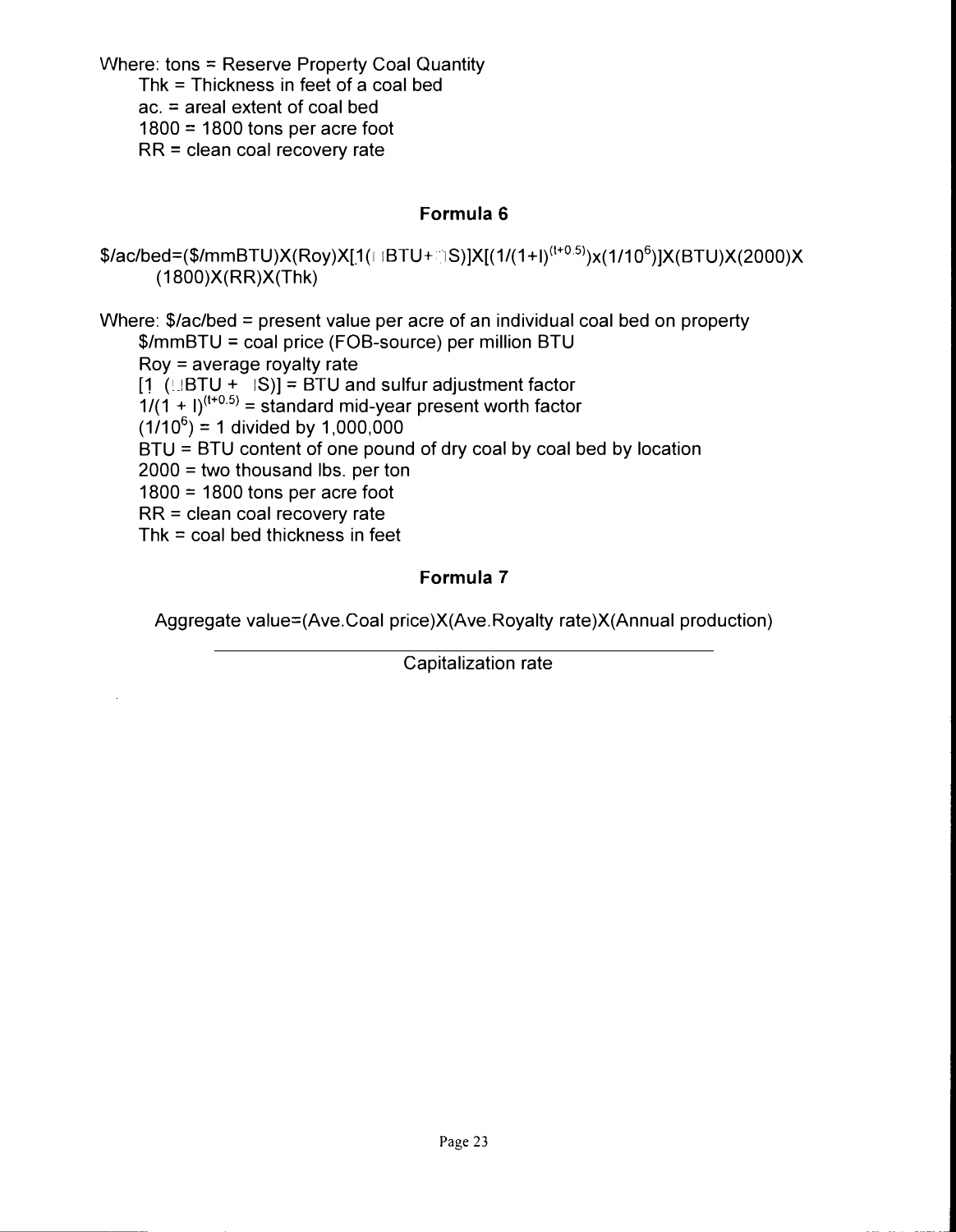Where: tons = Reserve Property Coal Quantity

Thk = Thickness in feet of a coal bed

ac. = areal extent of coal bed

1800 = 1800 tons per acre foot

RR = clean coal recovery rate

### Formula 6

$/ac/bed=($/mmBTU)X(Roy)X[1(ΔBTU+ΔS)]X[(1/(1+I)$^{(t+0.5)}$)x(1/10$^{6}$)]X(BTU)X(2000)X (1800)X(RR)X(Thk)

Where: $/ac/bed = present value per acre of an individual coal bed on property

$/mmBTU = coal price (FOB-source) per million BTU

Roy = average royalty rate

[1 (ΔBTU + ΔS)] = BTU and sulfur adjustment factor

1/(1 + I)$^{(t+0.5)}$ = standard mid-year present worth factor

(1/10$^{6}$) = 1 divided by 1,000,000

BTU = BTU content of one pound of dry coal by coal bed by location

2000 = two thousand lbs. per ton

1800 = 1800 tons per acre foot

RR = clean coal recovery rate

Thk = coal bed thickness in feet

### Formula 7

$$\text{Aggregate value} = \frac{(\text{Ave.Coal price}) X (\text{Ave.Royalty rate}) X (\text{Annual production})}{\text{Capitalization rate}}$$